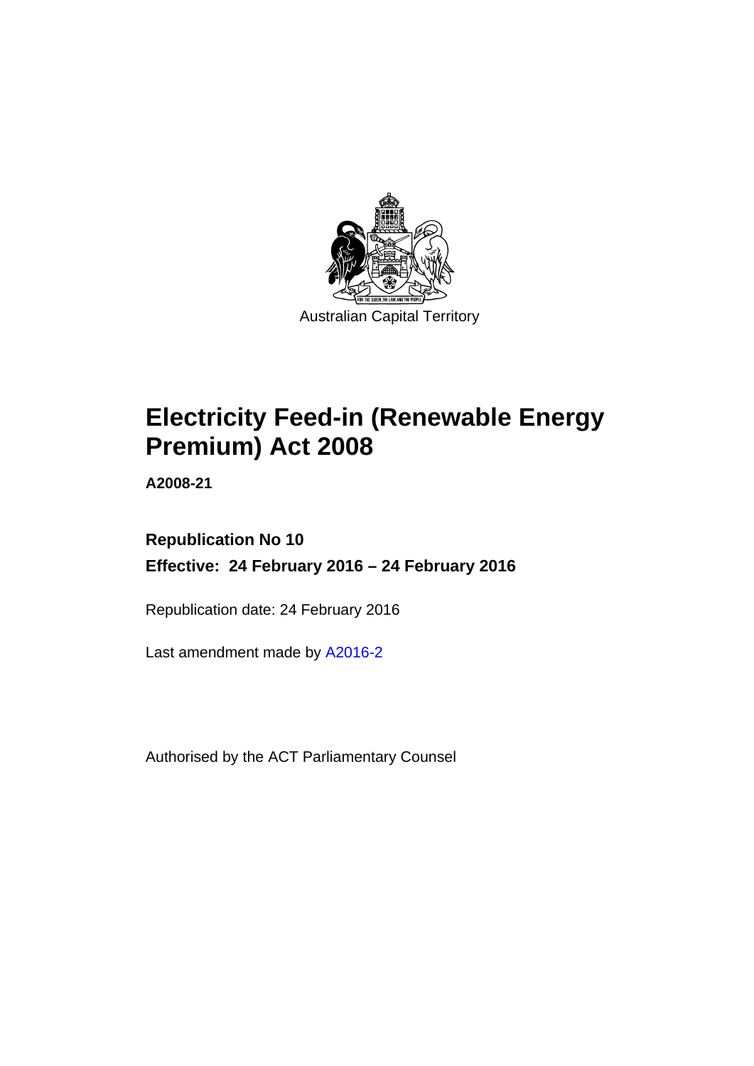Australian Capital Territory

# Electricity Feed-in (Renewable Energy Premium) Act 2008

**A2008-21**

**Republication No 10**

**Effective: 24 February 2016 – 24 February 2016**

Republication date: 24 February 2016

Last amendment made by A2016-2

Authorised by the ACT Parliamentary Counsel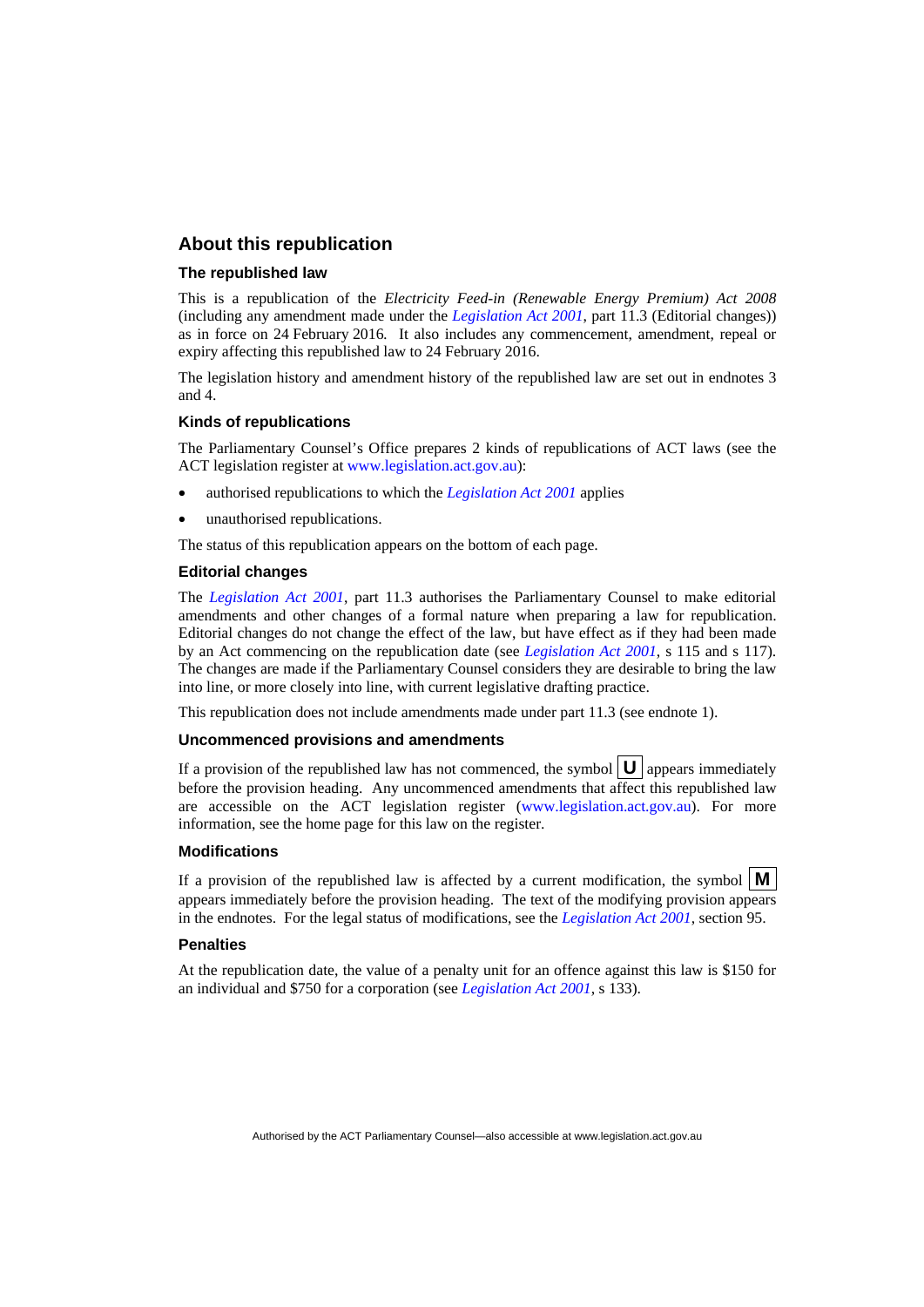## About this republication

### The republished law

This is a republication of the *Electricity Feed-in (Renewable Energy Premium) Act 2008* (including any amendment made under the *Legislation Act 2001*, part 11.3 (Editorial changes)) as in force on 24 February 2016*.* It also includes any commencement, amendment, repeal or expiry affecting this republished law to 24 February 2016.

The legislation history and amendment history of the republished law are set out in endnotes 3 and 4.

### Kinds of republications

The Parliamentary Counsel's Office prepares 2 kinds of republications of ACT laws (see the ACT legislation register at www.legislation.act.gov.au):

- authorised republications to which the *Legislation Act 2001* applies
- unauthorised republications.

The status of this republication appears on the bottom of each page.

### Editorial changes

The *Legislation Act 2001*, part 11.3 authorises the Parliamentary Counsel to make editorial amendments and other changes of a formal nature when preparing a law for republication. Editorial changes do not change the effect of the law, but have effect as if they had been made by an Act commencing on the republication date (see *Legislation Act 2001*, s 115 and s 117). The changes are made if the Parliamentary Counsel considers they are desirable to bring the law into line, or more closely into line, with current legislative drafting practice.

This republication does not include amendments made under part 11.3 (see endnote 1).

### Uncommenced provisions and amendments

If a provision of the republished law has not commenced, the symbol **U** appears immediately before the provision heading. Any uncommenced amendments that affect this republished law are accessible on the ACT legislation register (www.legislation.act.gov.au). For more information, see the home page for this law on the register.

### Modifications

If a provision of the republished law is affected by a current modification, the symbol **M** appears immediately before the provision heading. The text of the modifying provision appears in the endnotes. For the legal status of modifications, see the *Legislation Act 2001*, section 95.

### Penalties

At the republication date, the value of a penalty unit for an offence against this law is $150 for an individual and $750 for a corporation (see *Legislation Act 2001*, s 133).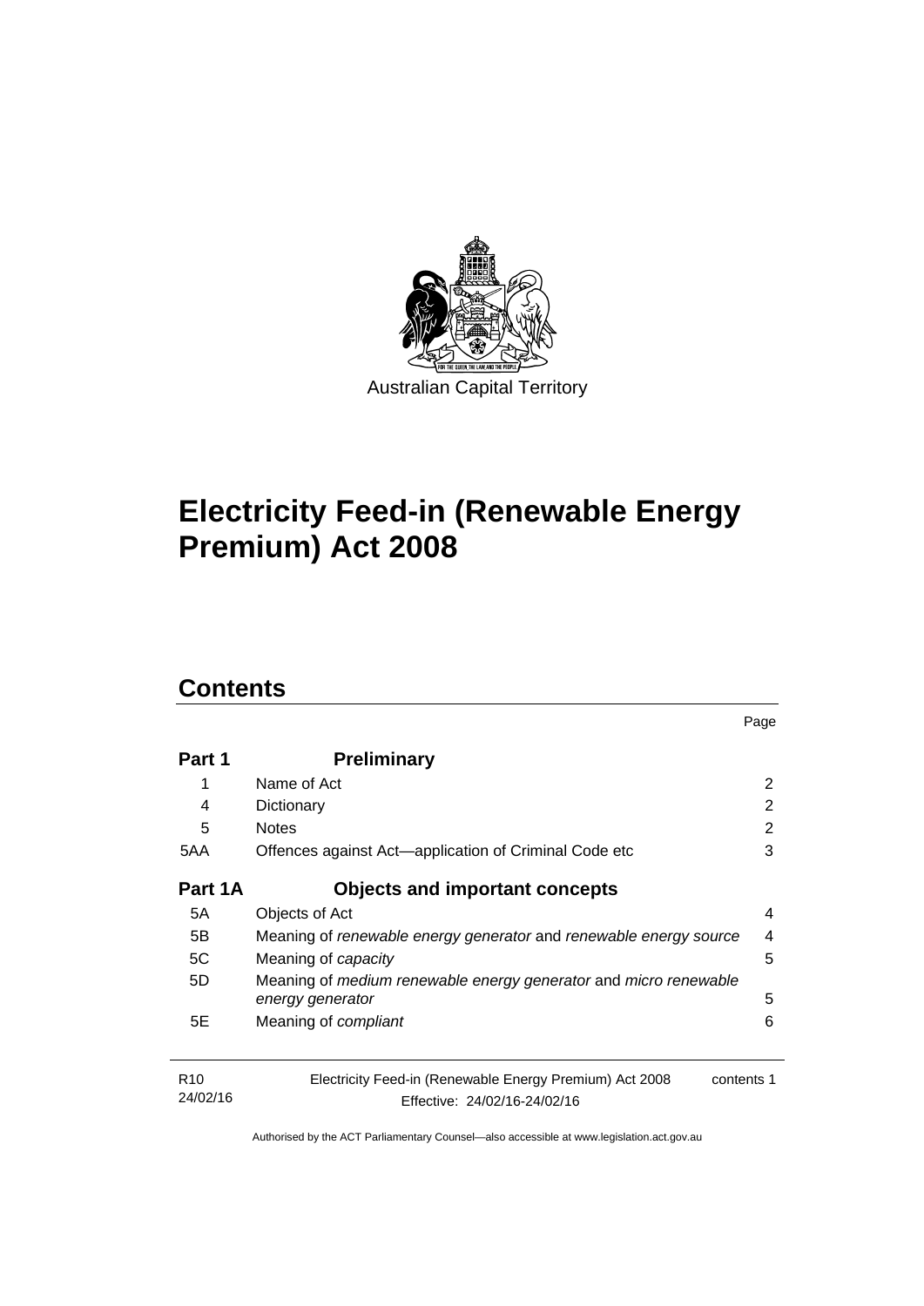Australian Capital Territory

# Electricity Feed-in (Renewable Energy Premium) Act 2008

## Contents

| | | Page |
|---|---|---|
| **Part 1** | **Preliminary** | |
| 1 | Name of Act | 2 |
| 4 | Dictionary | 2 |
| 5 | Notes | 2 |
| 5AA | Offences against Act—application of Criminal Code etc | 3 |
| **Part 1A** | **Objects and important concepts** | |
| 5A | Objects of Act | 4 |
| 5B | Meaning of *renewable energy generator* and *renewable energy source* | 4 |
| 5C | Meaning of *capacity* | 5 |
| 5D | Meaning of *medium renewable energy generator* and *micro renewable energy generator* | 5 |
| 5E | Meaning of *compliant* | 6 |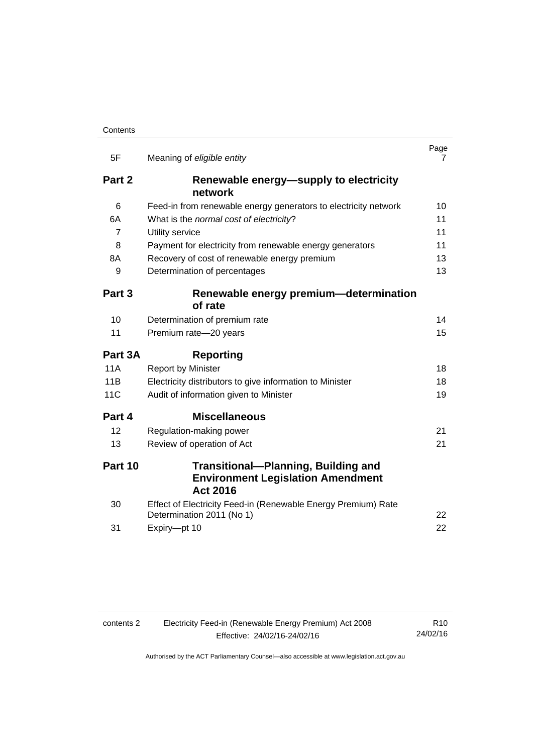| | | Page |
|---|---|---|
| 5F | Meaning of *eligible entity* | 7 |
| **Part 2** | **Renewable energy—supply to electricity network** | |
| 6 | Feed-in from renewable energy generators to electricity network | 10 |
| 6A | What is the *normal cost of electricity*? | 11 |
| 7 | Utility service | 11 |
| 8 | Payment for electricity from renewable energy generators | 11 |
| 8A | Recovery of cost of renewable energy premium | 13 |
| 9 | Determination of percentages | 13 |
| **Part 3** | **Renewable energy premium—determination of rate** | |
| 10 | Determination of premium rate | 14 |
| 11 | Premium rate—20 years | 15 |
| **Part 3A** | **Reporting** | |
| 11A | Report by Minister | 18 |
| 11B | Electricity distributors to give information to Minister | 18 |
| 11C | Audit of information given to Minister | 19 |
| **Part 4** | **Miscellaneous** | |
| 12 | Regulation-making power | 21 |
| 13 | Review of operation of Act | 21 |
| **Part 10** | **Transitional—Planning, Building and Environment Legislation Amendment Act 2016** | |
| 30 | Effect of Electricity Feed-in (Renewable Energy Premium) Rate Determination 2011 (No 1) | 22 |
| 31 | Expiry—pt 10 | 22 |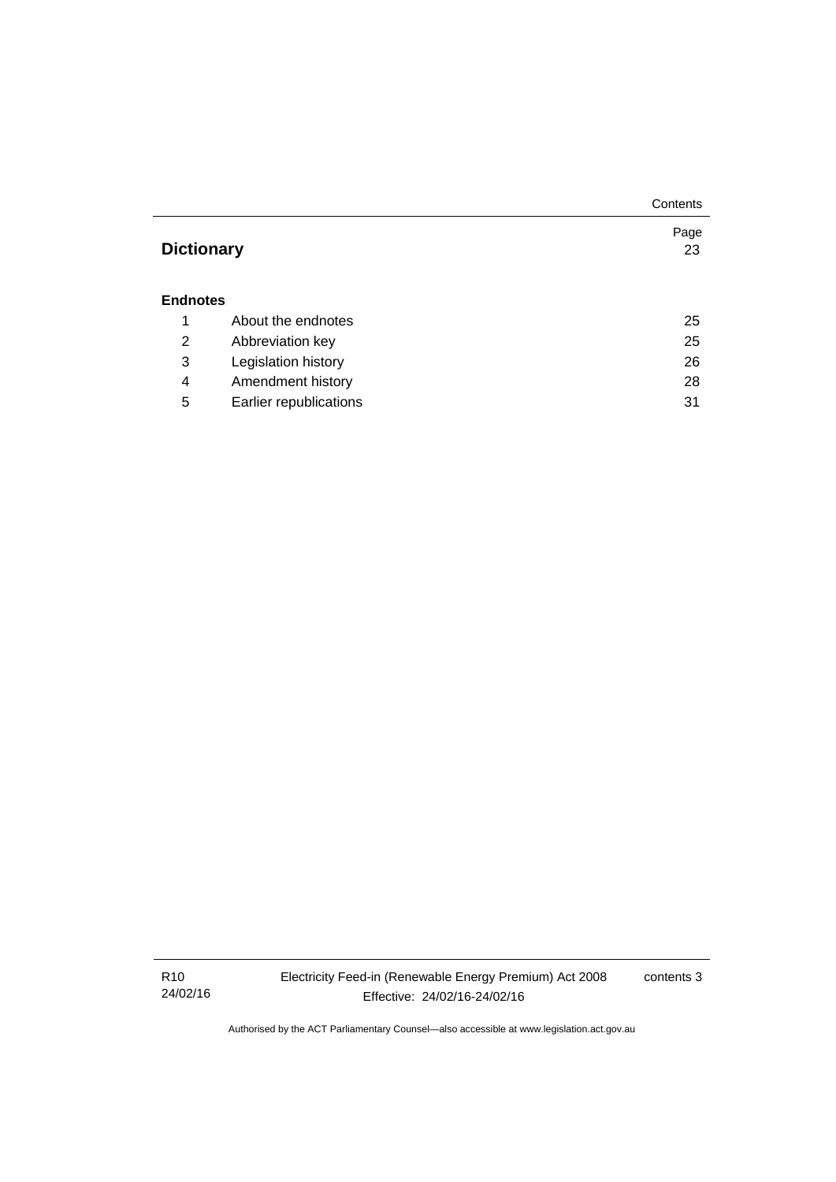| | | Page |
|---|---|---|
| **Dictionary** | | 23 |
| **Endnotes** | | |
| 1 | About the endnotes | 25 |
| 2 | Abbreviation key | 25 |
| 3 | Legislation history | 26 |
| 4 | Amendment history | 28 |
| 5 | Earlier republications | 31 |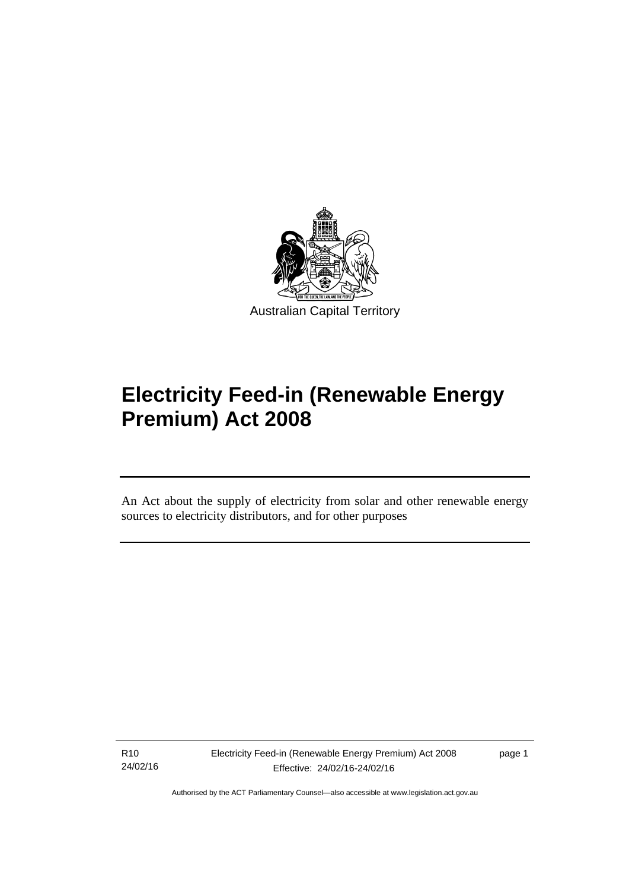Australian Capital Territory

# Electricity Feed-in (Renewable Energy Premium) Act 2008

An Act about the supply of electricity from solar and other renewable energy sources to electricity distributors, and for other purposes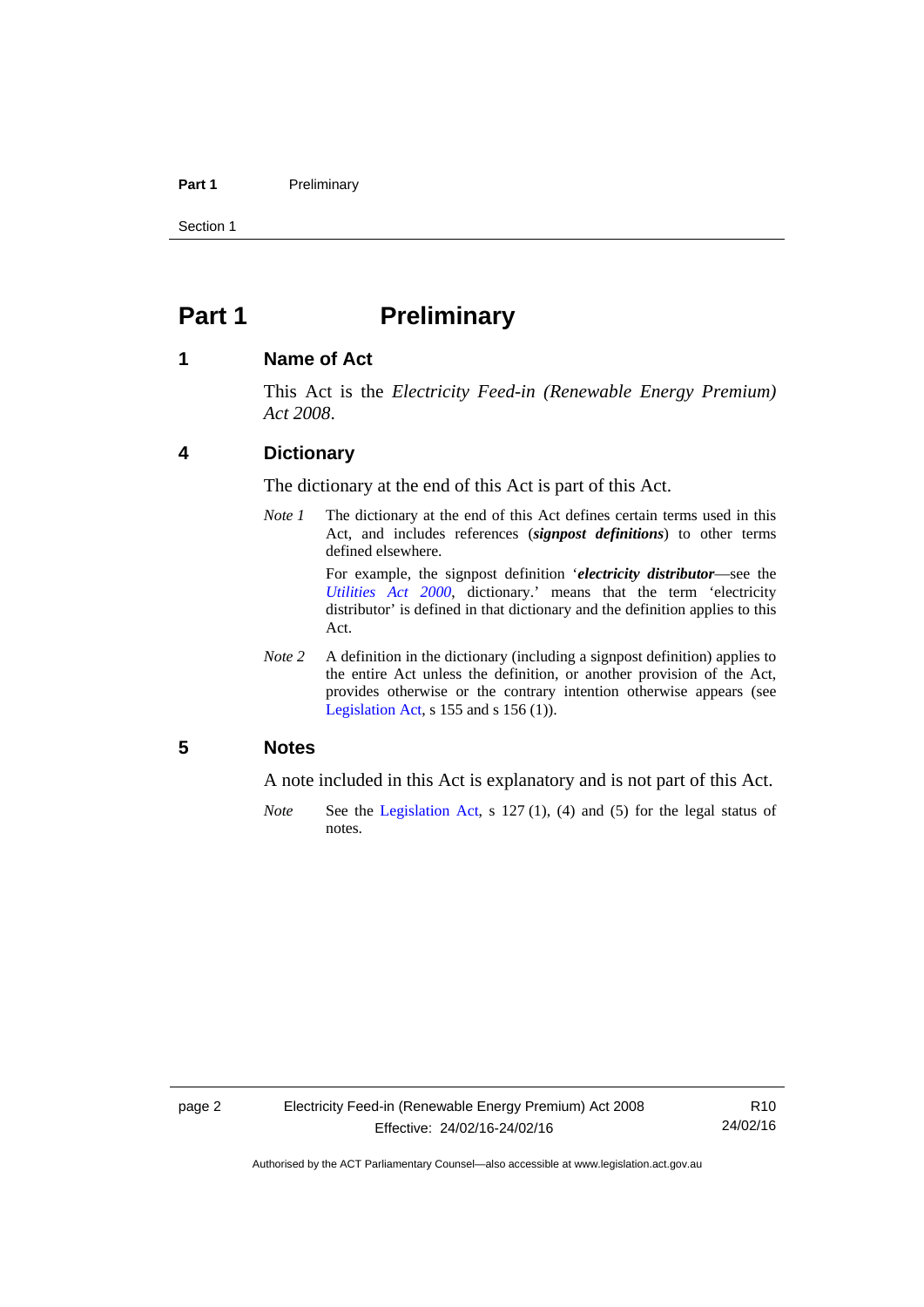# Part 1 Preliminary

## 1 Name of Act

This Act is the *Electricity Feed-in (Renewable Energy Premium) Act 2008*.

## 4 Dictionary

The dictionary at the end of this Act is part of this Act.

*Note 1* The dictionary at the end of this Act defines certain terms used in this Act, and includes references (***signpost definitions***) to other terms defined elsewhere.

For example, the signpost definition '***electricity distributor***—see the *Utilities Act 2000*, dictionary.' means that the term 'electricity distributor' is defined in that dictionary and the definition applies to this Act.

*Note 2* A definition in the dictionary (including a signpost definition) applies to the entire Act unless the definition, or another provision of the Act, provides otherwise or the contrary intention otherwise appears (see Legislation Act, s 155 and s 156 (1)).

## 5 Notes

A note included in this Act is explanatory and is not part of this Act.

*Note* See the Legislation Act, s 127 (1), (4) and (5) for the legal status of notes.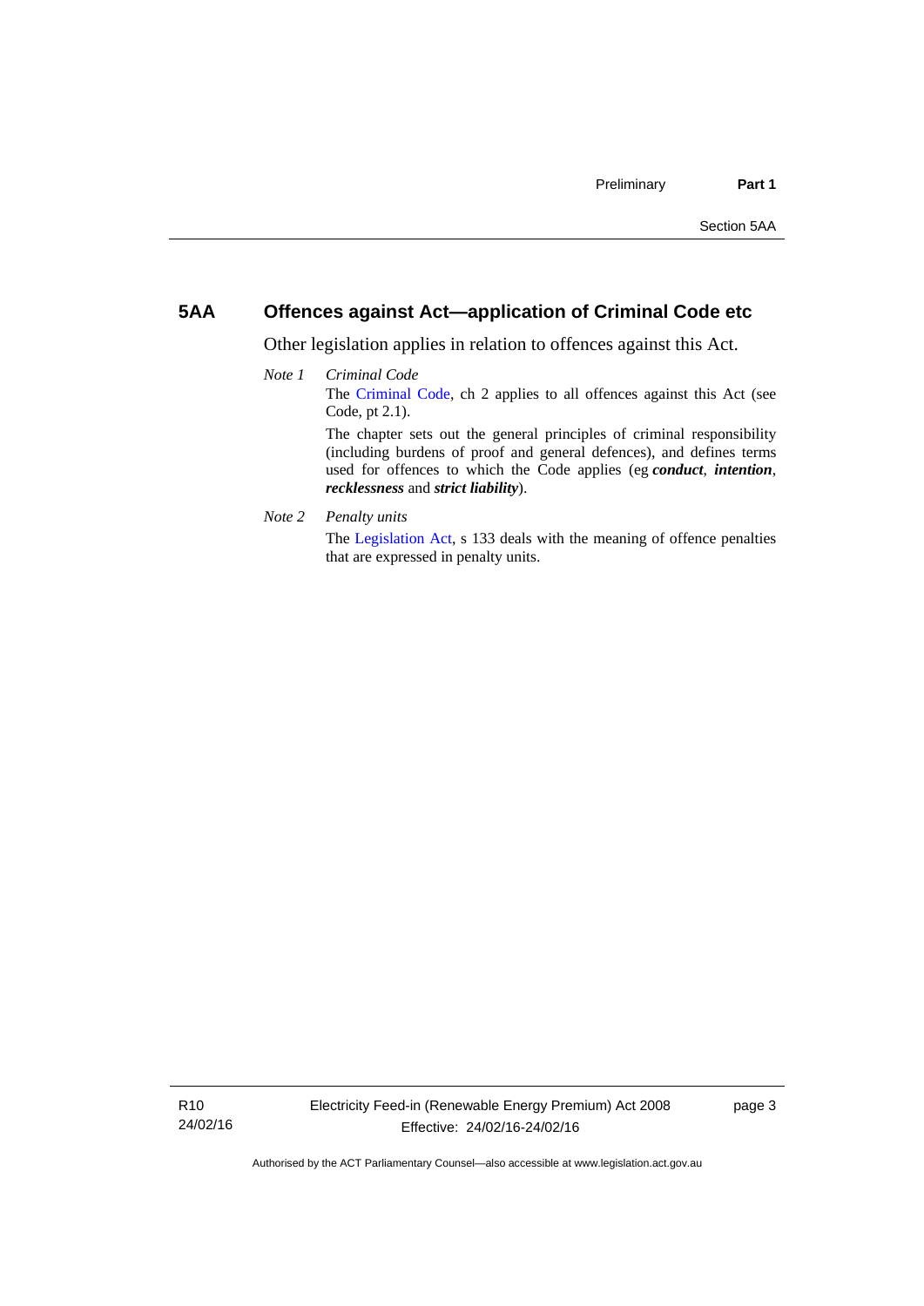## 5AA Offences against Act—application of Criminal Code etc

Other legislation applies in relation to offences against this Act.

*Note 1* *Criminal Code*

The Criminal Code, ch 2 applies to all offences against this Act (see Code, pt 2.1).

The chapter sets out the general principles of criminal responsibility (including burdens of proof and general defences), and defines terms used for offences to which the Code applies (eg ***conduct***, ***intention***, ***recklessness*** and ***strict liability***).

*Note 2* *Penalty units*

The Legislation Act, s 133 deals with the meaning of offence penalties that are expressed in penalty units.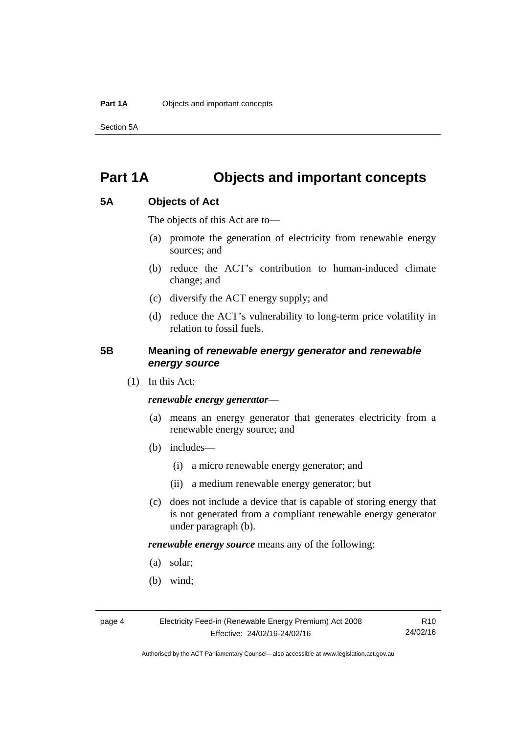# Part 1A Objects and important concepts

## 5A Objects of Act

The objects of this Act are to—

(a) promote the generation of electricity from renewable energy sources; and

(b) reduce the ACT's contribution to human-induced climate change; and

(c) diversify the ACT energy supply; and

(d) reduce the ACT's vulnerability to long-term price volatility in relation to fossil fuels.

## 5B Meaning of *renewable energy generator* and *renewable energy source*

(1) In this Act:

***renewable energy generator***—

(a) means an energy generator that generates electricity from a renewable energy source; and

(b) includes—

(i) a micro renewable energy generator; and

(ii) a medium renewable energy generator; but

(c) does not include a device that is capable of storing energy that is not generated from a compliant renewable energy generator under paragraph (b).

***renewable energy source*** means any of the following:

(a) solar;

(b) wind;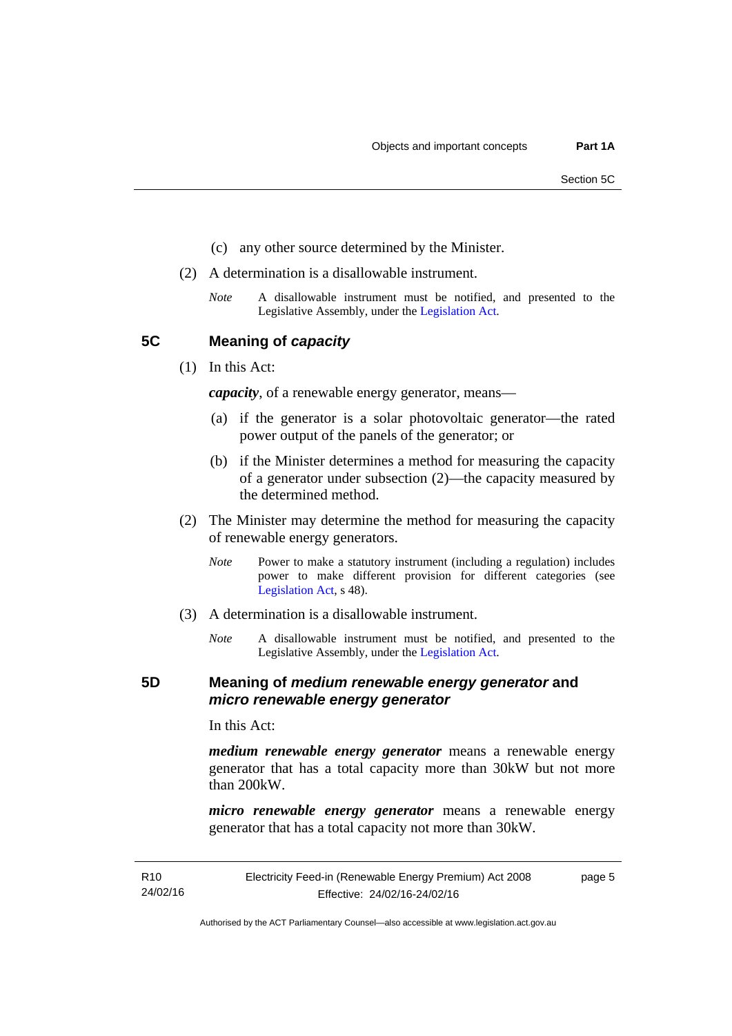(c) any other source determined by the Minister.

(2) A determination is a disallowable instrument.

*Note* A disallowable instrument must be notified, and presented to the Legislative Assembly, under the Legislation Act.

## 5C Meaning of *capacity*

(1) In this Act:

***capacity***, of a renewable energy generator, means—

(a) if the generator is a solar photovoltaic generator—the rated power output of the panels of the generator; or

(b) if the Minister determines a method for measuring the capacity of a generator under subsection (2)—the capacity measured by the determined method.

(2) The Minister may determine the method for measuring the capacity of renewable energy generators.

*Note* Power to make a statutory instrument (including a regulation) includes power to make different provision for different categories (see Legislation Act, s 48).

(3) A determination is a disallowable instrument.

*Note* A disallowable instrument must be notified, and presented to the Legislative Assembly, under the Legislation Act.

## 5D Meaning of *medium renewable energy generator* and *micro renewable energy generator*

In this Act:

***medium renewable energy generator*** means a renewable energy generator that has a total capacity more than 30kW but not more than 200kW.

***micro renewable energy generator*** means a renewable energy generator that has a total capacity not more than 30kW.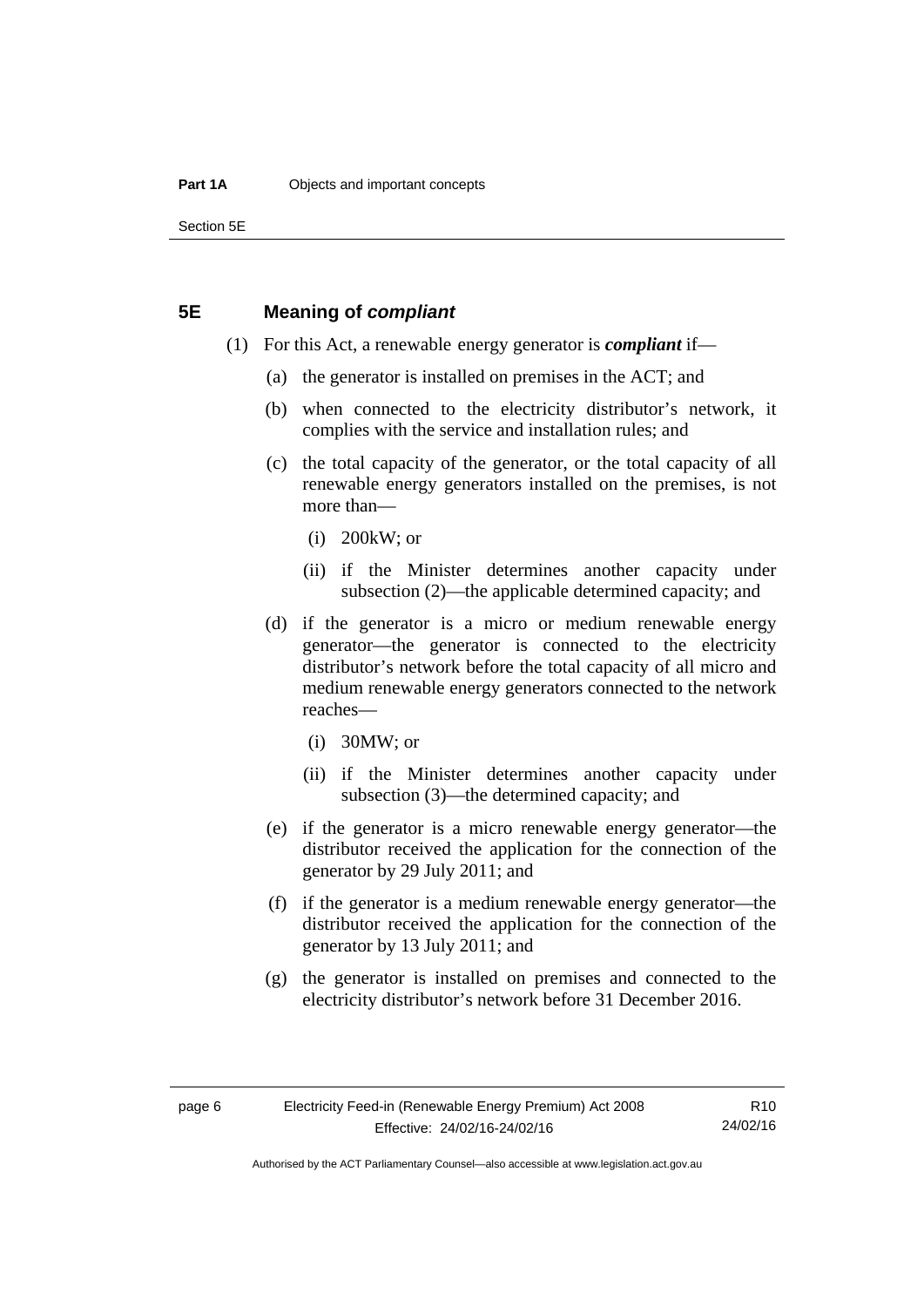## 5E Meaning of ***compliant***

(1) For this Act, a renewable energy generator is ***compliant*** if—

(a) the generator is installed on premises in the ACT; and

(b) when connected to the electricity distributor's network, it complies with the service and installation rules; and

(c) the total capacity of the generator, or the total capacity of all renewable energy generators installed on the premises, is not more than—

(i) 200kW; or

(ii) if the Minister determines another capacity under subsection (2)—the applicable determined capacity; and

(d) if the generator is a micro or medium renewable energy generator—the generator is connected to the electricity distributor's network before the total capacity of all micro and medium renewable energy generators connected to the network reaches—

(i) 30MW; or

(ii) if the Minister determines another capacity under subsection (3)—the determined capacity; and

(e) if the generator is a micro renewable energy generator—the distributor received the application for the connection of the generator by 29 July 2011; and

(f) if the generator is a medium renewable energy generator—the distributor received the application for the connection of the generator by 13 July 2011; and

(g) the generator is installed on premises and connected to the electricity distributor's network before 31 December 2016.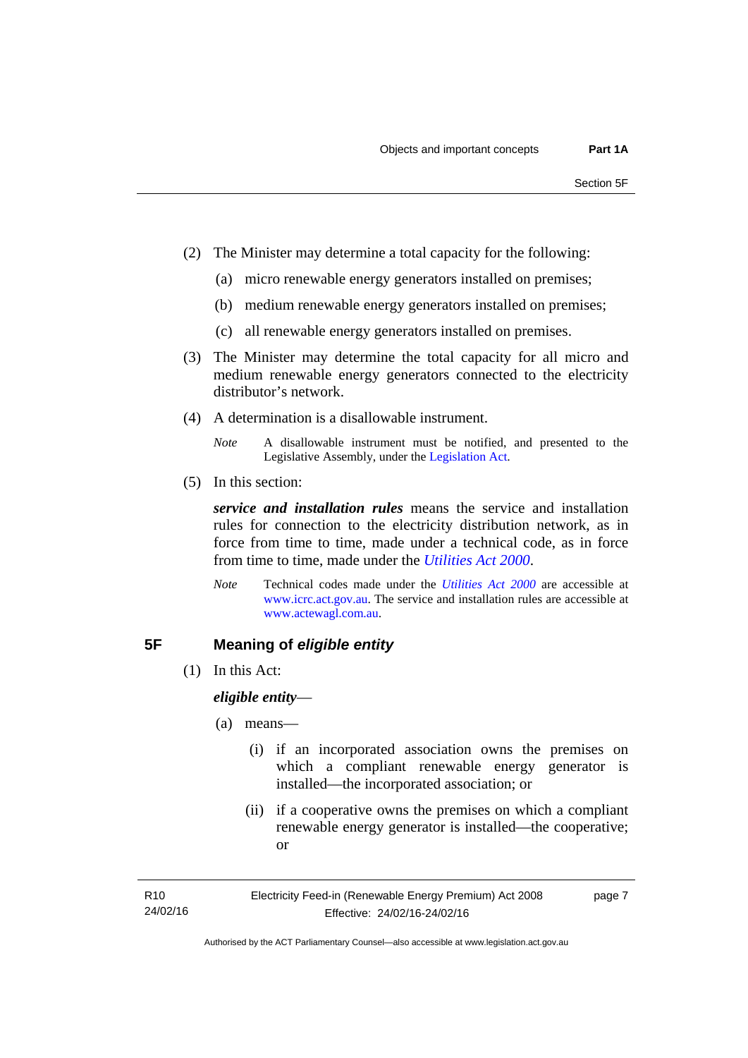(2) The Minister may determine a total capacity for the following:

(a) micro renewable energy generators installed on premises;

(b) medium renewable energy generators installed on premises;

(c) all renewable energy generators installed on premises.

(3) The Minister may determine the total capacity for all micro and medium renewable energy generators connected to the electricity distributor's network.

(4) A determination is a disallowable instrument.

*Note* A disallowable instrument must be notified, and presented to the Legislative Assembly, under the Legislation Act.

(5) In this section:

***service and installation rules*** means the service and installation rules for connection to the electricity distribution network, as in force from time to time, made under a technical code, as in force from time to time, made under the *Utilities Act 2000*.

*Note* Technical codes made under the *Utilities Act 2000* are accessible at www.icrc.act.gov.au. The service and installation rules are accessible at www.actewagl.com.au.

## 5F Meaning of *eligible entity*

(1) In this Act:

***eligible entity***—

(a) means—

(i) if an incorporated association owns the premises on which a compliant renewable energy generator is installed—the incorporated association; or

(ii) if a cooperative owns the premises on which a compliant renewable energy generator is installed—the cooperative; or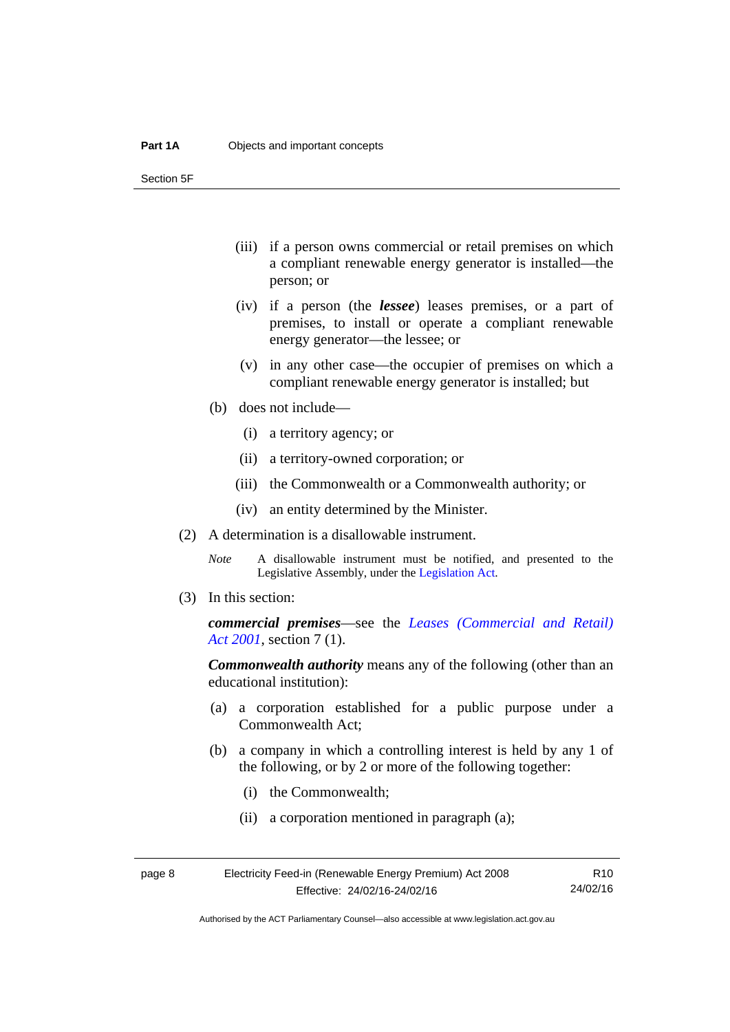(iii) if a person owns commercial or retail premises on which a compliant renewable energy generator is installed—the person; or

(iv) if a person (the ***lessee***) leases premises, or a part of premises, to install or operate a compliant renewable energy generator—the lessee; or

(v) in any other case—the occupier of premises on which a compliant renewable energy generator is installed; but

(b) does not include—

(i) a territory agency; or

(ii) a territory-owned corporation; or

(iii) the Commonwealth or a Commonwealth authority; or

(iv) an entity determined by the Minister.

(2) A determination is a disallowable instrument.

*Note* A disallowable instrument must be notified, and presented to the Legislative Assembly, under the Legislation Act.

(3) In this section:

***commercial premises***—see the *Leases (Commercial and Retail) Act 2001*, section 7 (1).

***Commonwealth authority*** means any of the following (other than an educational institution):

(a) a corporation established for a public purpose under a Commonwealth Act;

(b) a company in which a controlling interest is held by any 1 of the following, or by 2 or more of the following together:

(i) the Commonwealth;

(ii) a corporation mentioned in paragraph (a);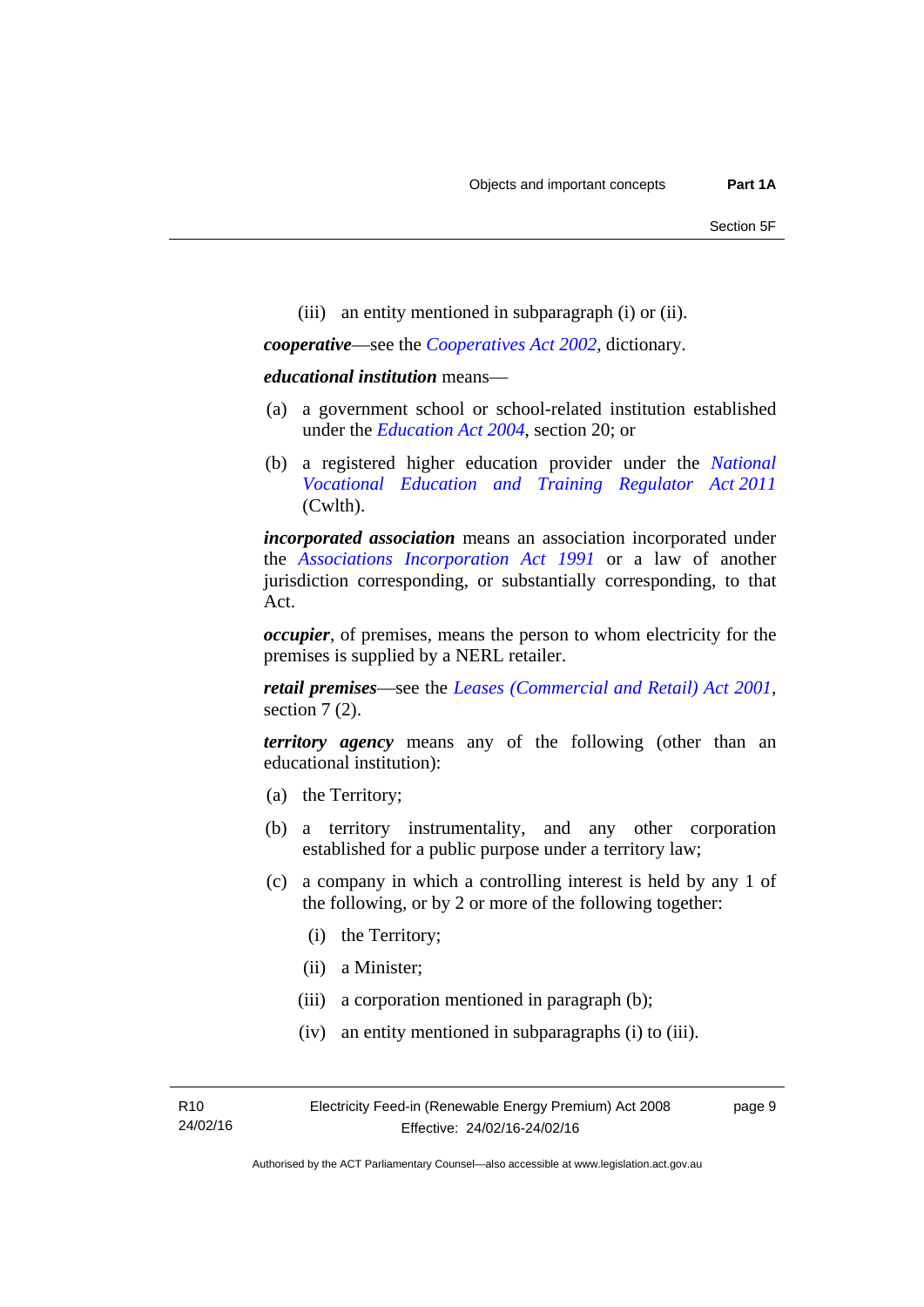(iii) an entity mentioned in subparagraph (i) or (ii).

***cooperative***—see the *Cooperatives Act 2002*, dictionary.

***educational institution*** means—

(a) a government school or school-related institution established under the *Education Act 2004*, section 20; or

(b) a registered higher education provider under the *National Vocational Education and Training Regulator Act 2011* (Cwlth).

***incorporated association*** means an association incorporated under the *Associations Incorporation Act 1991* or a law of another jurisdiction corresponding, or substantially corresponding, to that Act.

***occupier***, of premises, means the person to whom electricity for the premises is supplied by a NERL retailer.

***retail premises***—see the *Leases (Commercial and Retail) Act 2001*, section 7 (2).

***territory agency*** means any of the following (other than an educational institution):

(a) the Territory;

(b) a territory instrumentality, and any other corporation established for a public purpose under a territory law;

(c) a company in which a controlling interest is held by any 1 of the following, or by 2 or more of the following together:

(i) the Territory;

(ii) a Minister;

(iii) a corporation mentioned in paragraph (b);

(iv) an entity mentioned in subparagraphs (i) to (iii).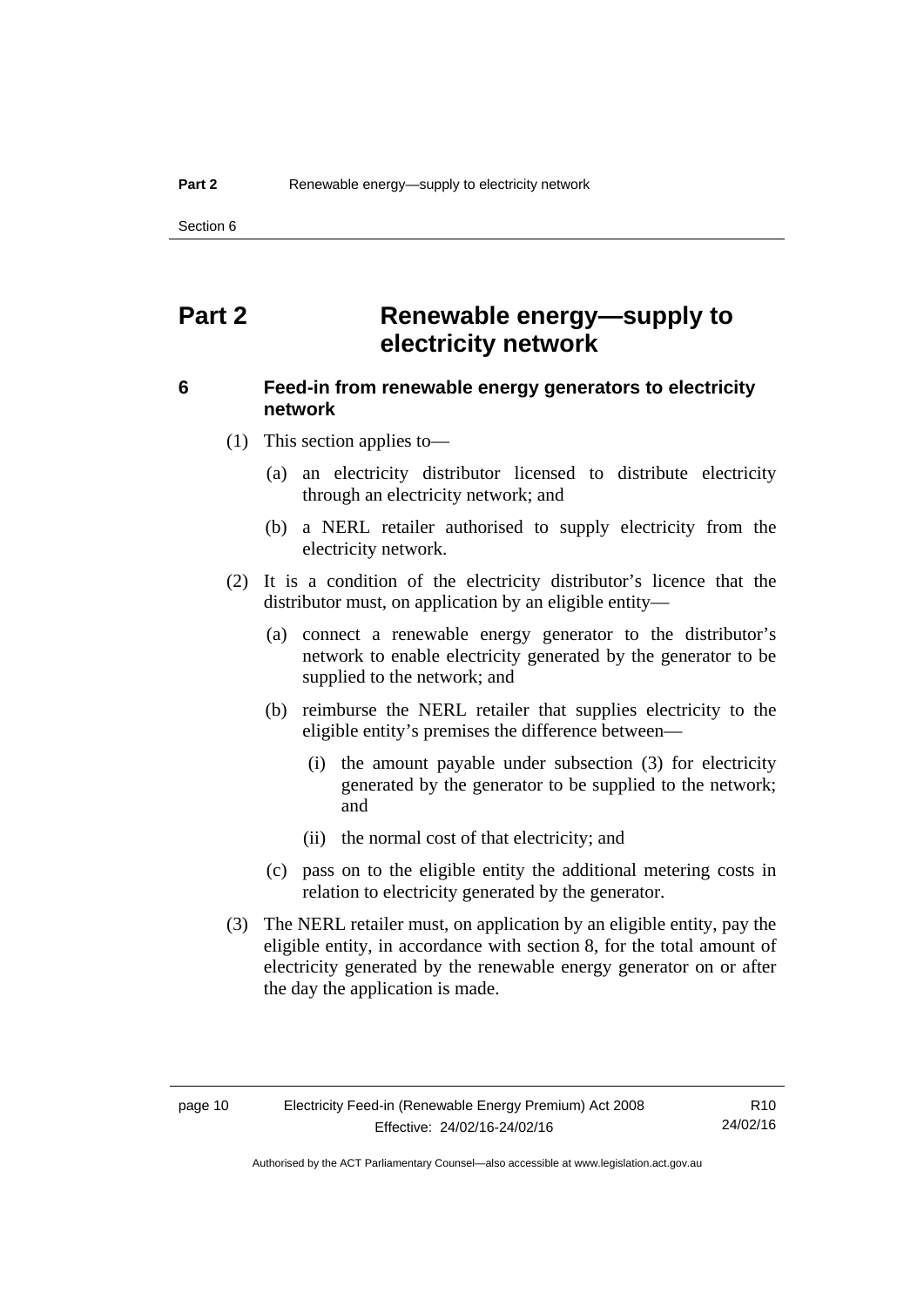# Part 2 Renewable energy—supply to electricity network

## 6 Feed-in from renewable energy generators to electricity network

(1) This section applies to—

(a) an electricity distributor licensed to distribute electricity through an electricity network; and

(b) a NERL retailer authorised to supply electricity from the electricity network.

(2) It is a condition of the electricity distributor's licence that the distributor must, on application by an eligible entity—

(a) connect a renewable energy generator to the distributor's network to enable electricity generated by the generator to be supplied to the network; and

(b) reimburse the NERL retailer that supplies electricity to the eligible entity's premises the difference between—

(i) the amount payable under subsection (3) for electricity generated by the generator to be supplied to the network; and

(ii) the normal cost of that electricity; and

(c) pass on to the eligible entity the additional metering costs in relation to electricity generated by the generator.

(3) The NERL retailer must, on application by an eligible entity, pay the eligible entity, in accordance with section 8, for the total amount of electricity generated by the renewable energy generator on or after the day the application is made.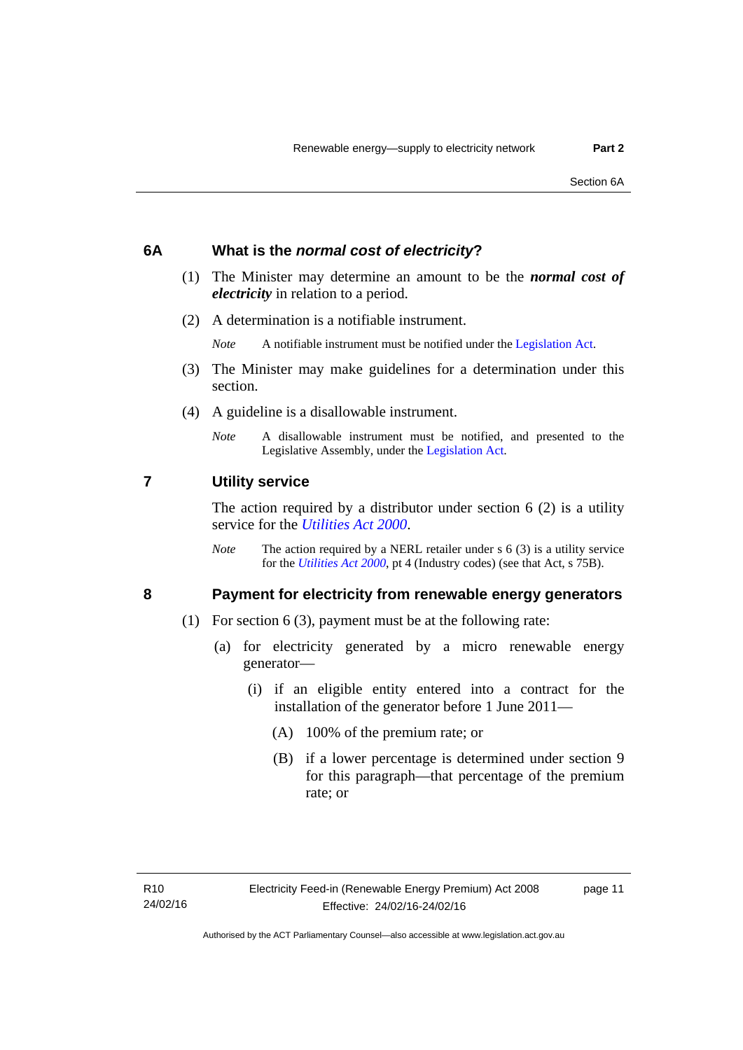## 6A What is the *normal cost of electricity*?

(1) The Minister may determine an amount to be the ***normal cost of electricity*** in relation to a period.

(2) A determination is a notifiable instrument.

*Note* A notifiable instrument must be notified under the Legislation Act.

(3) The Minister may make guidelines for a determination under this section.

(4) A guideline is a disallowable instrument.

*Note* A disallowable instrument must be notified, and presented to the Legislative Assembly, under the Legislation Act.

## 7 Utility service

The action required by a distributor under section 6 (2) is a utility service for the *Utilities Act 2000*.

*Note* The action required by a NERL retailer under s 6 (3) is a utility service for the *Utilities Act 2000*, pt 4 (Industry codes) (see that Act, s 75B).

## 8 Payment for electricity from renewable energy generators

(1) For section 6 (3), payment must be at the following rate:

(a) for electricity generated by a micro renewable energy generator—

(i) if an eligible entity entered into a contract for the installation of the generator before 1 June 2011—

(A) 100% of the premium rate; or

(B) if a lower percentage is determined under section 9 for this paragraph—that percentage of the premium rate; or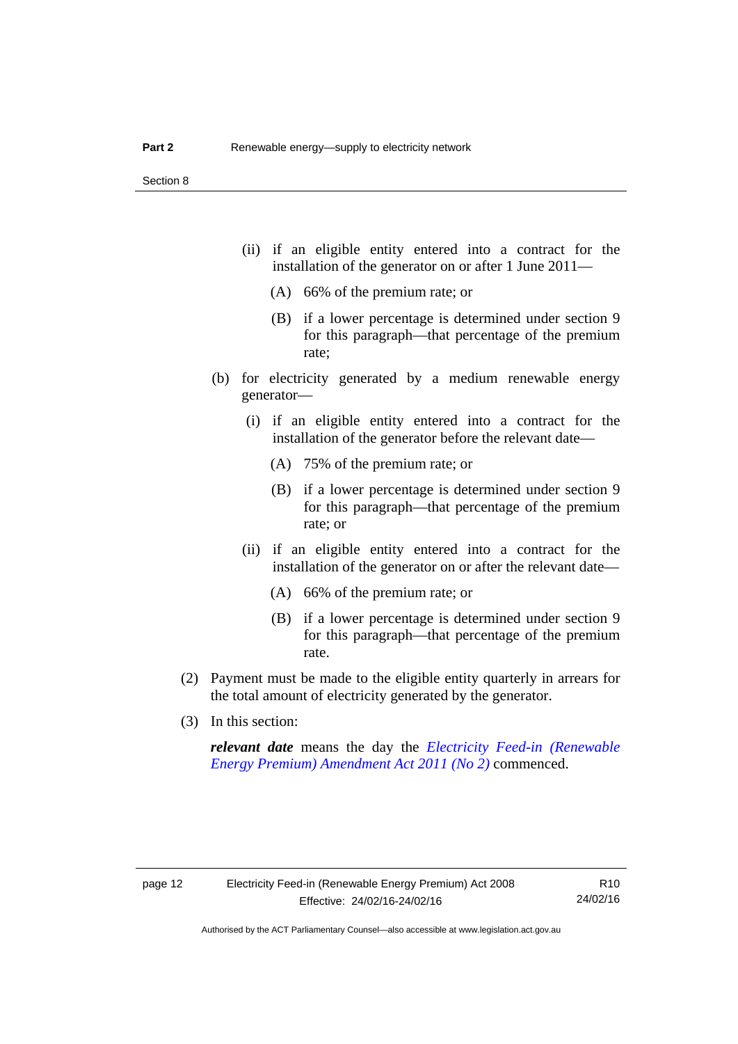(ii) if an eligible entity entered into a contract for the installation of the generator on or after 1 June 2011—

(A) 66% of the premium rate; or

(B) if a lower percentage is determined under section 9 for this paragraph—that percentage of the premium rate;

(b) for electricity generated by a medium renewable energy generator—

(i) if an eligible entity entered into a contract for the installation of the generator before the relevant date—

(A) 75% of the premium rate; or

(B) if a lower percentage is determined under section 9 for this paragraph—that percentage of the premium rate; or

(ii) if an eligible entity entered into a contract for the installation of the generator on or after the relevant date—

(A) 66% of the premium rate; or

(B) if a lower percentage is determined under section 9 for this paragraph—that percentage of the premium rate.

(2) Payment must be made to the eligible entity quarterly in arrears for the total amount of electricity generated by the generator.

(3) In this section:

***relevant date*** means the day the *Electricity Feed-in (Renewable Energy Premium) Amendment Act 2011 (No 2)* commenced.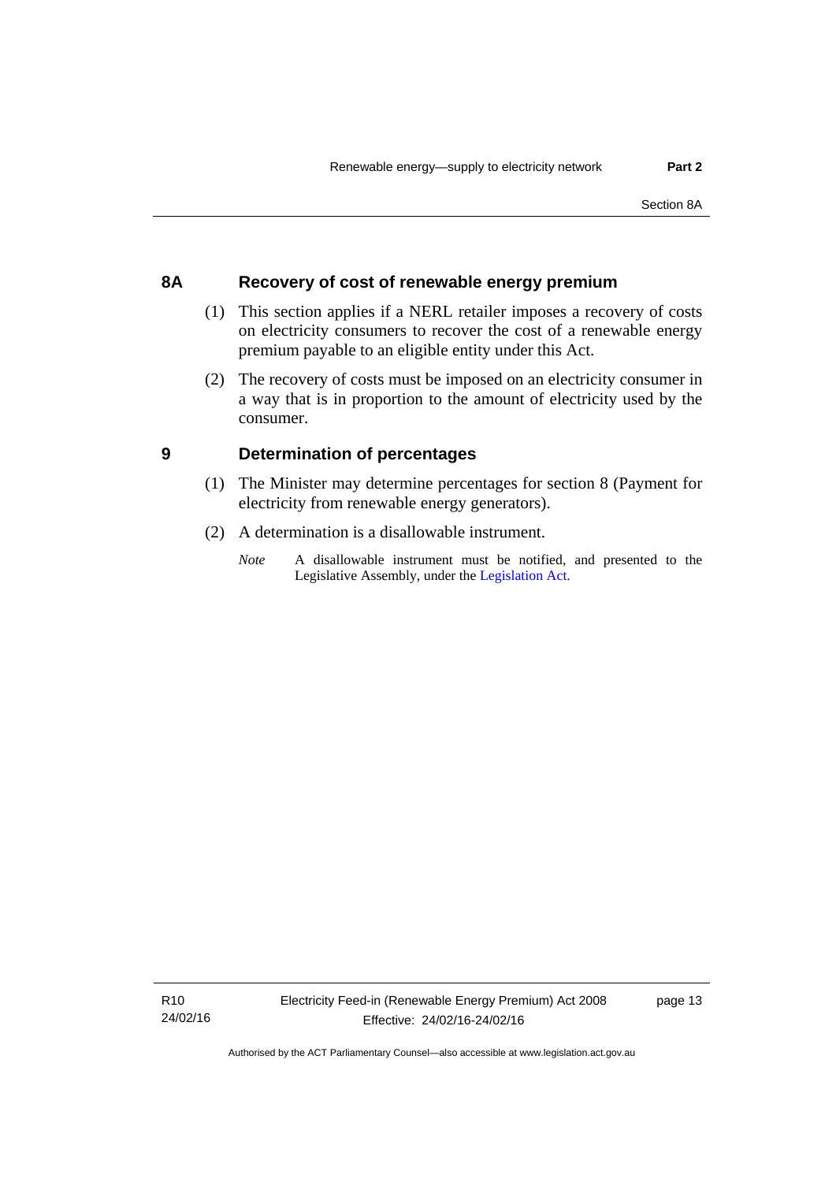## 8A Recovery of cost of renewable energy premium

(1) This section applies if a NERL retailer imposes a recovery of costs on electricity consumers to recover the cost of a renewable energy premium payable to an eligible entity under this Act.

(2) The recovery of costs must be imposed on an electricity consumer in a way that is in proportion to the amount of electricity used by the consumer.

## 9 Determination of percentages

(1) The Minister may determine percentages for section 8 (Payment for electricity from renewable energy generators).

(2) A determination is a disallowable instrument.

*Note* A disallowable instrument must be notified, and presented to the Legislative Assembly, under the Legislation Act.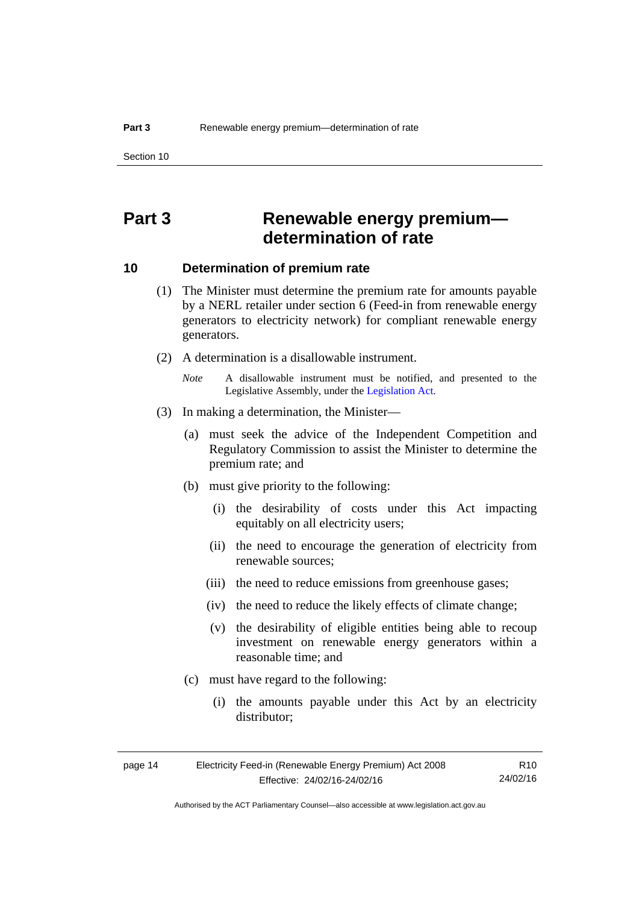# Part 3 Renewable energy premium—determination of rate

## 10 Determination of premium rate

(1) The Minister must determine the premium rate for amounts payable by a NERL retailer under section 6 (Feed-in from renewable energy generators to electricity network) for compliant renewable energy generators.

(2) A determination is a disallowable instrument.

*Note* A disallowable instrument must be notified, and presented to the Legislative Assembly, under the Legislation Act.

(3) In making a determination, the Minister—

(a) must seek the advice of the Independent Competition and Regulatory Commission to assist the Minister to determine the premium rate; and

(b) must give priority to the following:

(i) the desirability of costs under this Act impacting equitably on all electricity users;

(ii) the need to encourage the generation of electricity from renewable sources;

(iii) the need to reduce emissions from greenhouse gases;

(iv) the need to reduce the likely effects of climate change;

(v) the desirability of eligible entities being able to recoup investment on renewable energy generators within a reasonable time; and

(c) must have regard to the following:

(i) the amounts payable under this Act by an electricity distributor;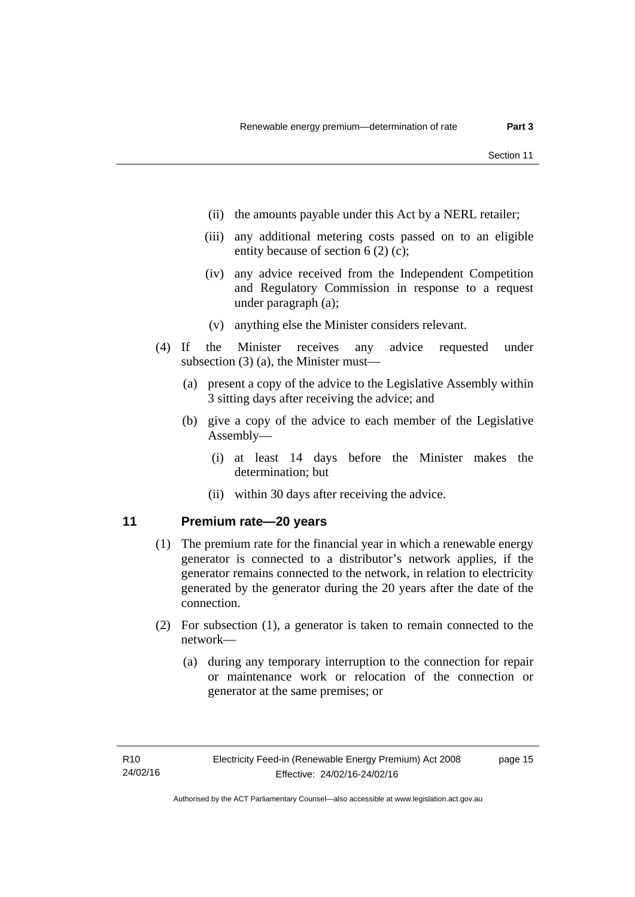(ii) the amounts payable under this Act by a NERL retailer;

(iii) any additional metering costs passed on to an eligible entity because of section 6 (2) (c);

(iv) any advice received from the Independent Competition and Regulatory Commission in response to a request under paragraph (a);

(v) anything else the Minister considers relevant.

(4) If the Minister receives any advice requested under subsection (3) (a), the Minister must—

(a) present a copy of the advice to the Legislative Assembly within 3 sitting days after receiving the advice; and

(b) give a copy of the advice to each member of the Legislative Assembly—

(i) at least 14 days before the Minister makes the determination; but

(ii) within 30 days after receiving the advice.

## 11 Premium rate—20 years

(1) The premium rate for the financial year in which a renewable energy generator is connected to a distributor's network applies, if the generator remains connected to the network, in relation to electricity generated by the generator during the 20 years after the date of the connection.

(2) For subsection (1), a generator is taken to remain connected to the network—

(a) during any temporary interruption to the connection for repair or maintenance work or relocation of the connection or generator at the same premises; or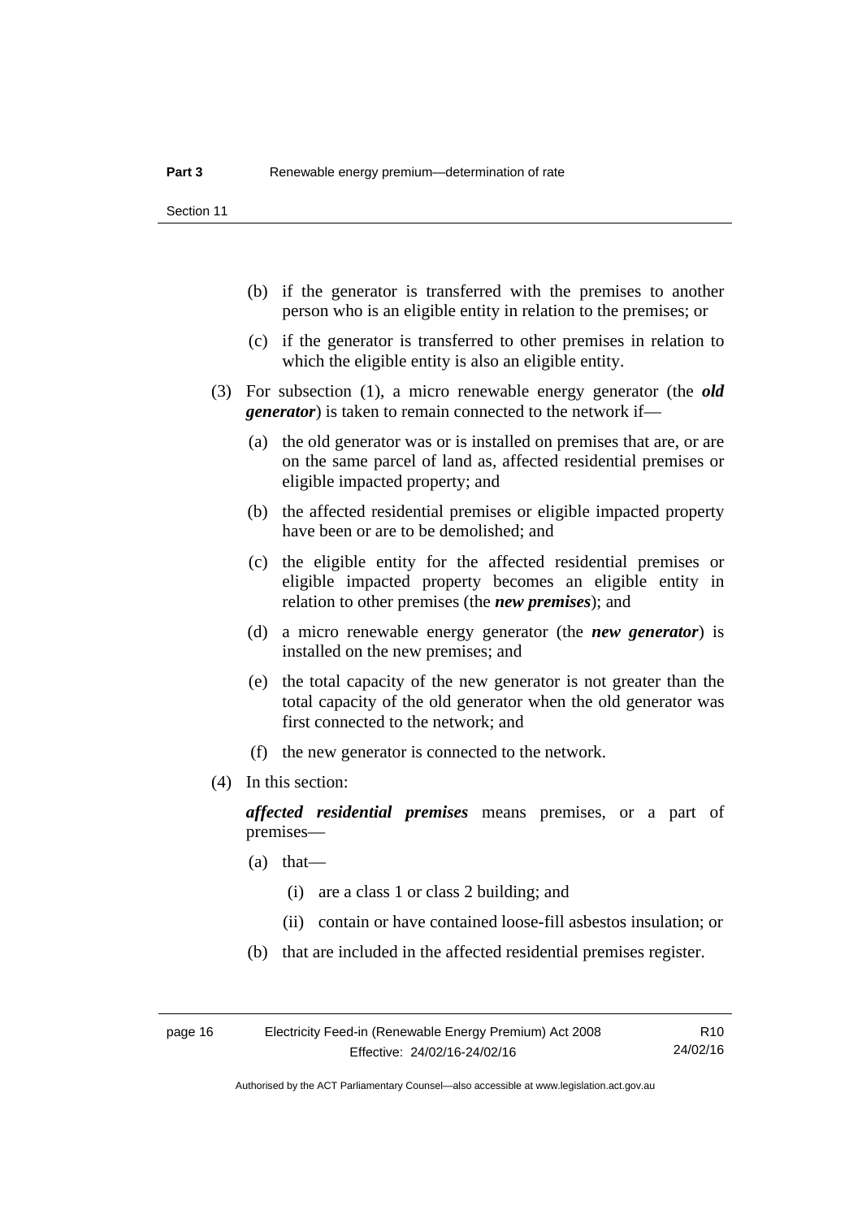(b) if the generator is transferred with the premises to another person who is an eligible entity in relation to the premises; or

(c) if the generator is transferred to other premises in relation to which the eligible entity is also an eligible entity.

(3) For subsection (1), a micro renewable energy generator (the ***old generator***) is taken to remain connected to the network if—

(a) the old generator was or is installed on premises that are, or are on the same parcel of land as, affected residential premises or eligible impacted property; and

(b) the affected residential premises or eligible impacted property have been or are to be demolished; and

(c) the eligible entity for the affected residential premises or eligible impacted property becomes an eligible entity in relation to other premises (the ***new premises***); and

(d) a micro renewable energy generator (the ***new generator***) is installed on the new premises; and

(e) the total capacity of the new generator is not greater than the total capacity of the old generator when the old generator was first connected to the network; and

(f) the new generator is connected to the network.

(4) In this section:

***affected residential premises*** means premises, or a part of premises—

(a) that—

(i) are a class 1 or class 2 building; and

(ii) contain or have contained loose-fill asbestos insulation; or

(b) that are included in the affected residential premises register.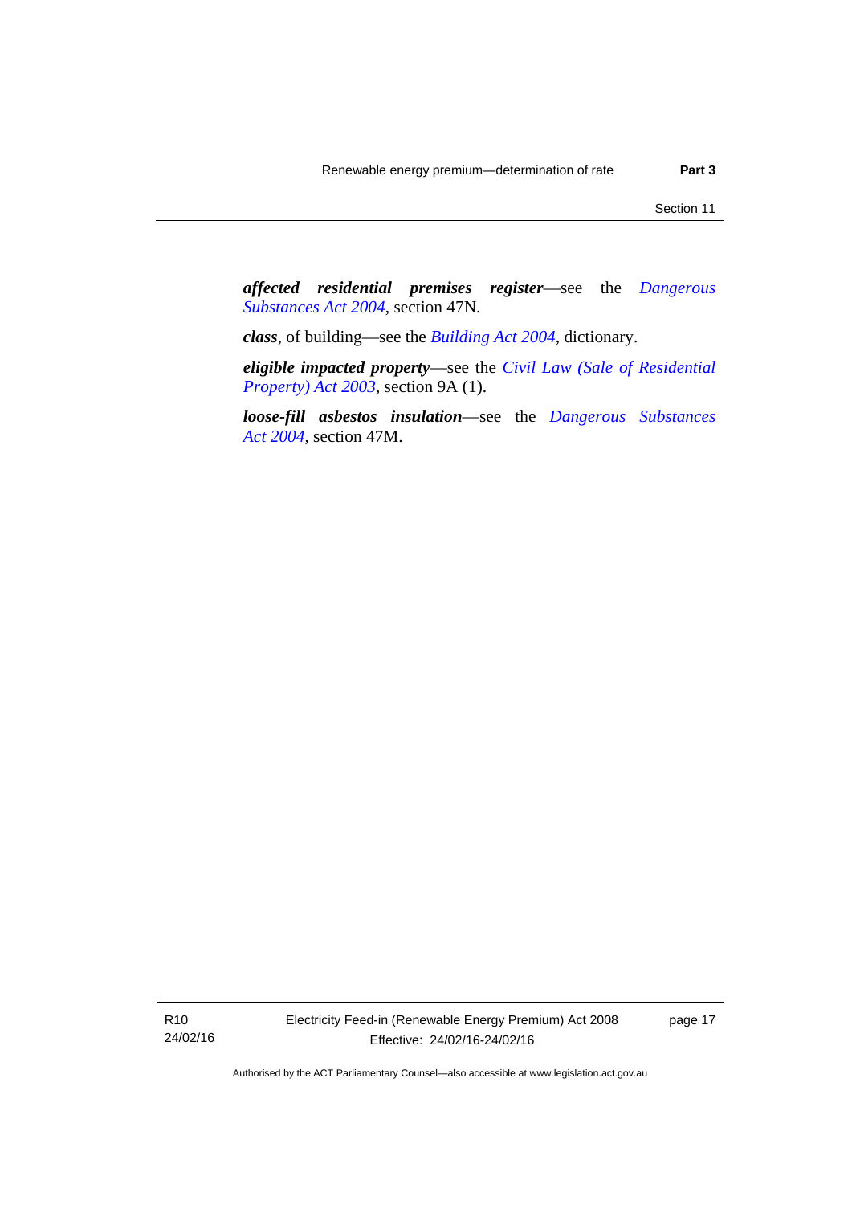***affected residential premises register***—see the *Dangerous Substances Act 2004*, section 47N.

***class***, of building—see the *Building Act 2004*, dictionary.

***eligible impacted property***—see the *Civil Law (Sale of Residential Property) Act 2003*, section 9A (1).

***loose-fill asbestos insulation***—see the *Dangerous Substances Act 2004*, section 47M.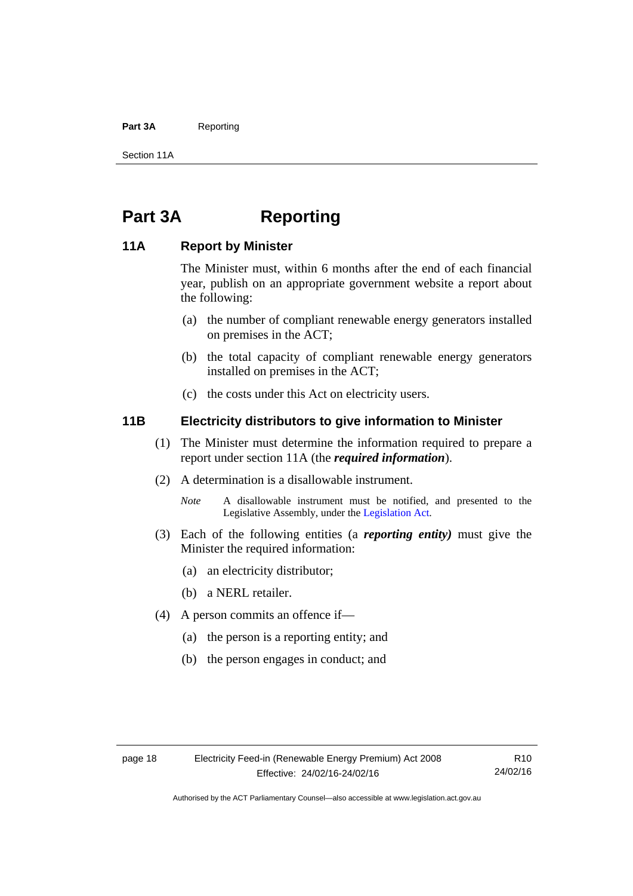# Part 3A Reporting

## 11A Report by Minister

The Minister must, within 6 months after the end of each financial year, publish on an appropriate government website a report about the following:

(a) the number of compliant renewable energy generators installed on premises in the ACT;

(b) the total capacity of compliant renewable energy generators installed on premises in the ACT;

(c) the costs under this Act on electricity users.

## 11B Electricity distributors to give information to Minister

(1) The Minister must determine the information required to prepare a report under section 11A (the ***required information***).

(2) A determination is a disallowable instrument.

*Note* A disallowable instrument must be notified, and presented to the Legislative Assembly, under the Legislation Act.

(3) Each of the following entities (a ***reporting entity)*** must give the Minister the required information:

(a) an electricity distributor;

(b) a NERL retailer.

(4) A person commits an offence if—

(a) the person is a reporting entity; and

(b) the person engages in conduct; and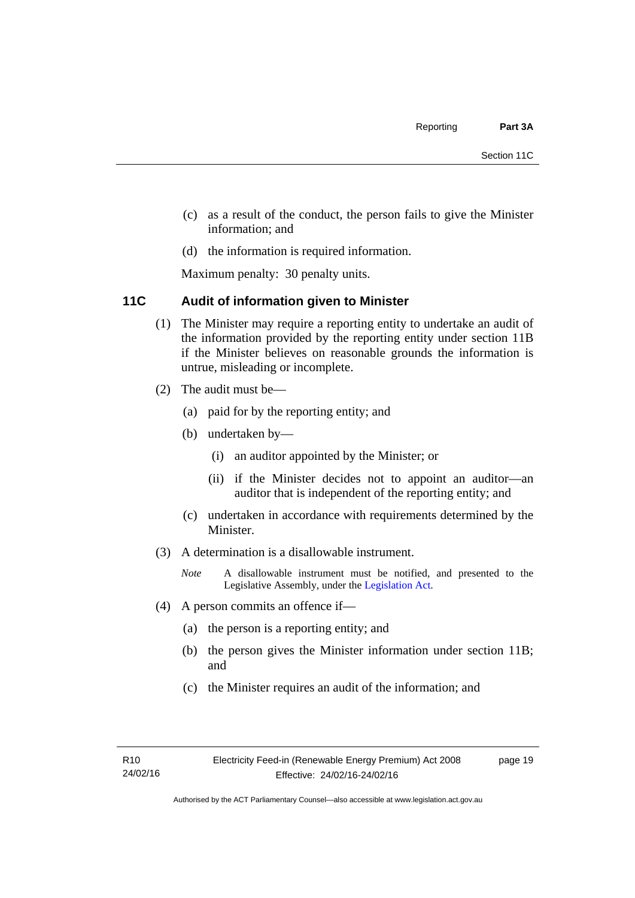(c) as a result of the conduct, the person fails to give the Minister information; and

(d) the information is required information.

Maximum penalty: 30 penalty units.

### 11C Audit of information given to Minister

(1) The Minister may require a reporting entity to undertake an audit of the information provided by the reporting entity under section 11B if the Minister believes on reasonable grounds the information is untrue, misleading or incomplete.

(2) The audit must be—

(a) paid for by the reporting entity; and

(b) undertaken by—

(i) an auditor appointed by the Minister; or

(ii) if the Minister decides not to appoint an auditor—an auditor that is independent of the reporting entity; and

(c) undertaken in accordance with requirements determined by the Minister.

(3) A determination is a disallowable instrument.

*Note* A disallowable instrument must be notified, and presented to the Legislative Assembly, under the Legislation Act.

(4) A person commits an offence if—

(a) the person is a reporting entity; and

(b) the person gives the Minister information under section 11B; and

(c) the Minister requires an audit of the information; and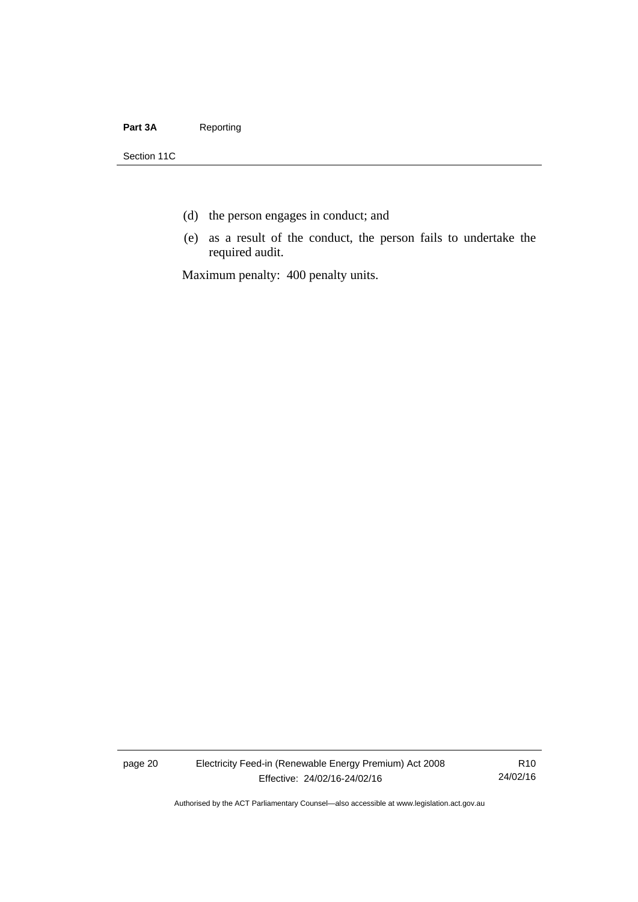(d) the person engages in conduct; and

(e) as a result of the conduct, the person fails to undertake the required audit.

Maximum penalty: 400 penalty units.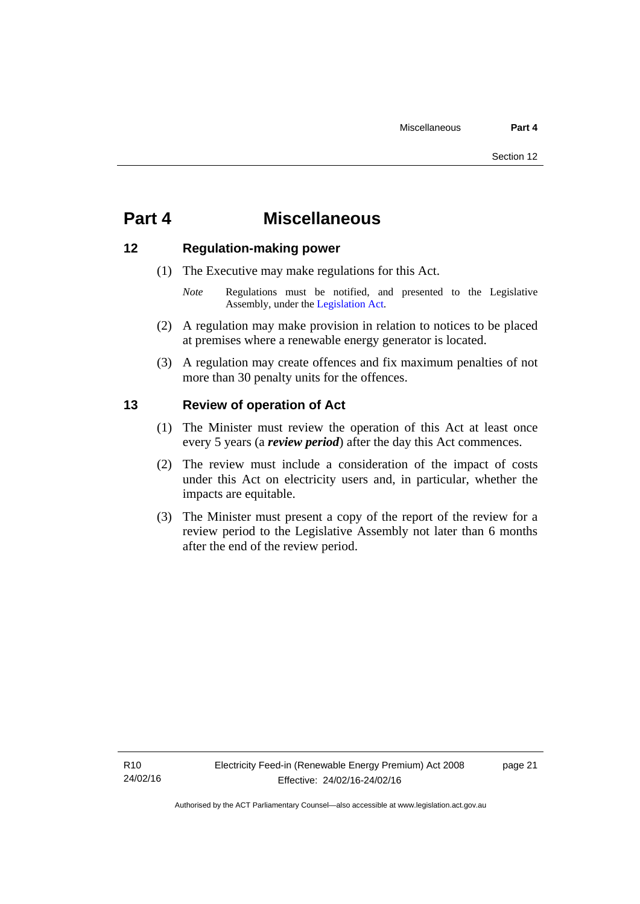# Part 4 Miscellaneous

## 12 Regulation-making power

(1) The Executive may make regulations for this Act.

*Note* Regulations must be notified, and presented to the Legislative Assembly, under the Legislation Act.

(2) A regulation may make provision in relation to notices to be placed at premises where a renewable energy generator is located.

(3) A regulation may create offences and fix maximum penalties of not more than 30 penalty units for the offences.

## 13 Review of operation of Act

(1) The Minister must review the operation of this Act at least once every 5 years (a ***review period***) after the day this Act commences.

(2) The review must include a consideration of the impact of costs under this Act on electricity users and, in particular, whether the impacts are equitable.

(3) The Minister must present a copy of the report of the review for a review period to the Legislative Assembly not later than 6 months after the end of the review period.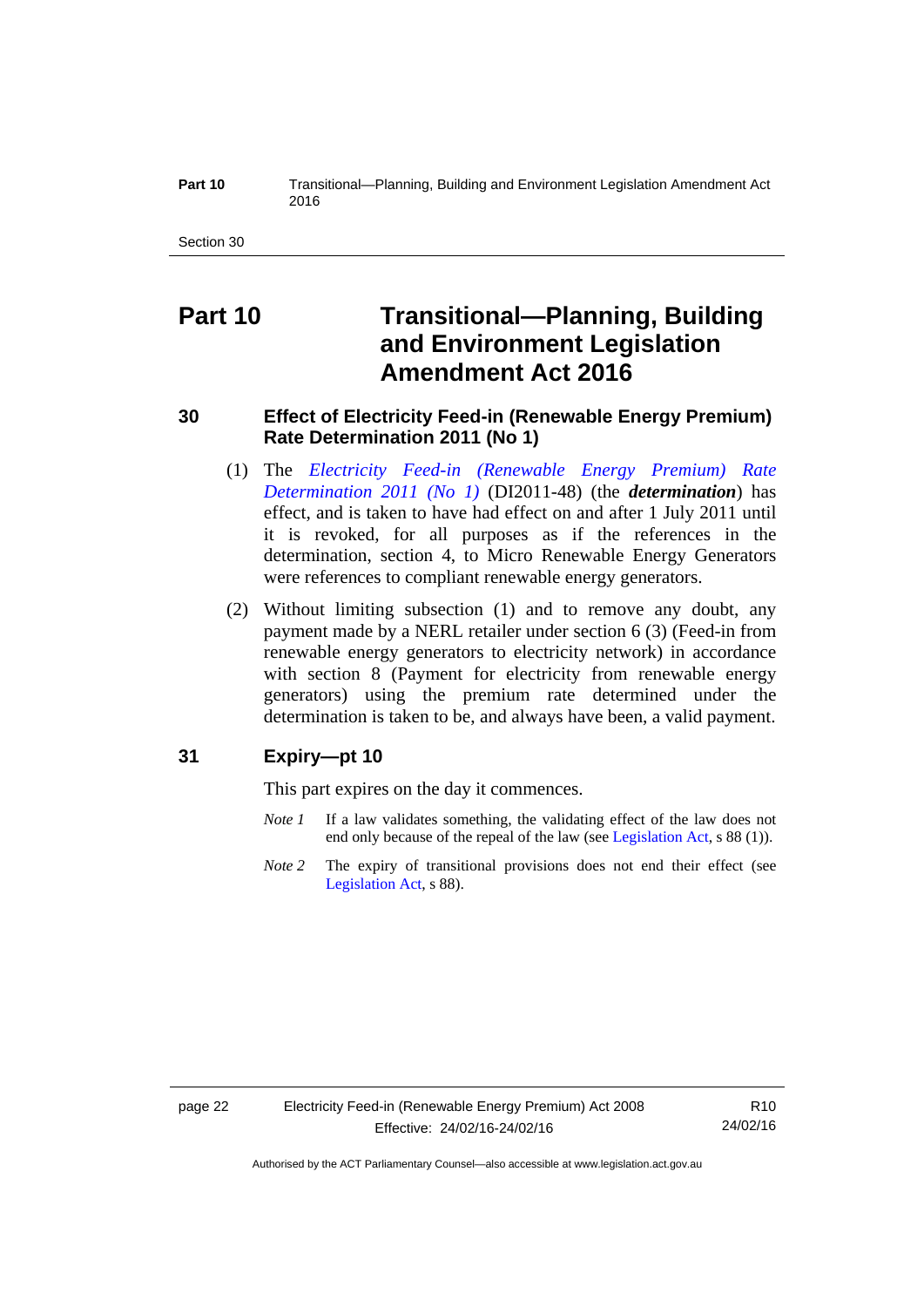# Part 10 Transitional—Planning, Building and Environment Legislation Amendment Act 2016

## 30 Effect of Electricity Feed-in (Renewable Energy Premium) Rate Determination 2011 (No 1)

(1) The *Electricity Feed-in (Renewable Energy Premium) Rate Determination 2011 (No 1)* (DI2011-48) (the ***determination***) has effect, and is taken to have had effect on and after 1 July 2011 until it is revoked, for all purposes as if the references in the determination, section 4, to Micro Renewable Energy Generators were references to compliant renewable energy generators.

(2) Without limiting subsection (1) and to remove any doubt, any payment made by a NERL retailer under section 6 (3) (Feed-in from renewable energy generators to electricity network) in accordance with section 8 (Payment for electricity from renewable energy generators) using the premium rate determined under the determination is taken to be, and always have been, a valid payment.

## 31 Expiry—pt 10

This part expires on the day it commences.

*Note 1* If a law validates something, the validating effect of the law does not end only because of the repeal of the law (see Legislation Act, s 88 (1)).

*Note 2* The expiry of transitional provisions does not end their effect (see Legislation Act, s 88).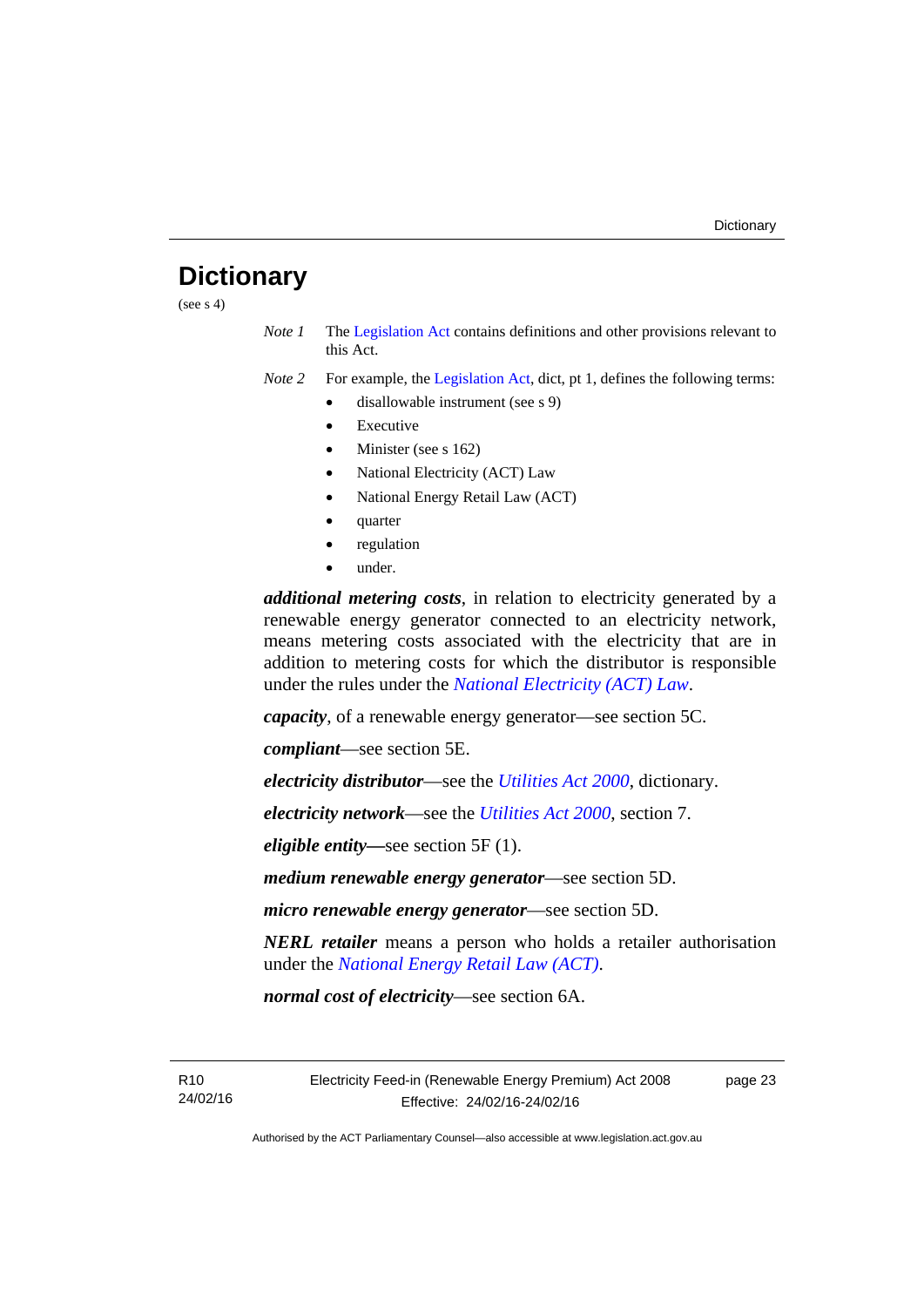# Dictionary

(see s 4)

*Note 1* The Legislation Act contains definitions and other provisions relevant to this Act.

*Note 2* For example, the Legislation Act, dict, pt 1, defines the following terms:

- disallowable instrument (see s 9)
- Executive
- Minister (see s 162)
- National Electricity (ACT) Law
- National Energy Retail Law (ACT)
- quarter
- regulation
- under.

***additional metering costs***, in relation to electricity generated by a renewable energy generator connected to an electricity network, means metering costs associated with the electricity that are in addition to metering costs for which the distributor is responsible under the rules under the *National Electricity (ACT) Law*.

***capacity***, of a renewable energy generator—see section 5C.

***compliant***—see section 5E.

***electricity distributor***—see the *Utilities Act 2000*, dictionary.

***electricity network***—see the *Utilities Act 2000*, section 7.

***eligible entity***—see section 5F (1).

***medium renewable energy generator***—see section 5D.

***micro renewable energy generator***—see section 5D.

***NERL retailer*** means a person who holds a retailer authorisation under the *National Energy Retail Law (ACT)*.

***normal cost of electricity***—see section 6A.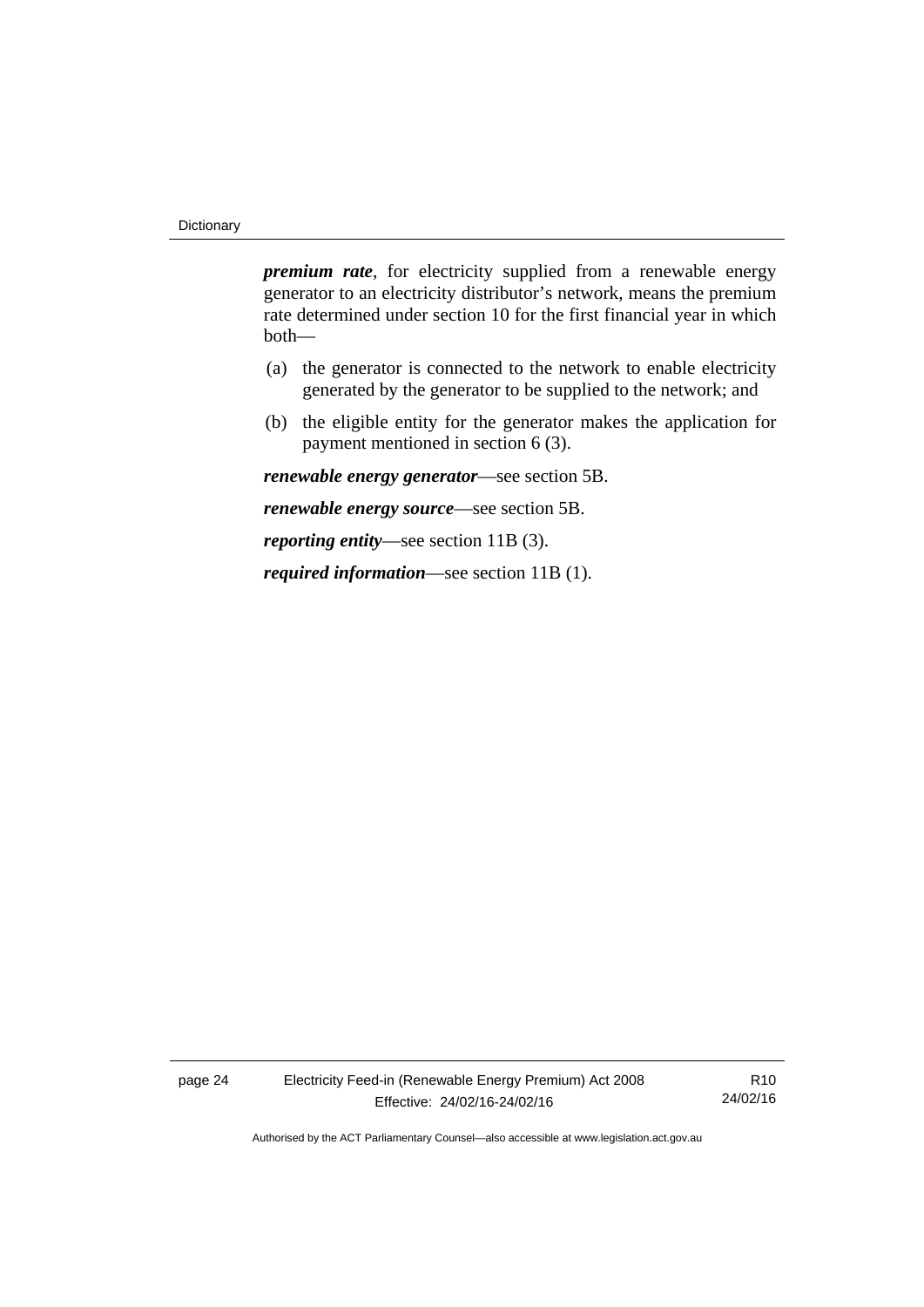***premium rate***, for electricity supplied from a renewable energy generator to an electricity distributor's network, means the premium rate determined under section 10 for the first financial year in which both—

(a) the generator is connected to the network to enable electricity generated by the generator to be supplied to the network; and

(b) the eligible entity for the generator makes the application for payment mentioned in section 6 (3).

***renewable energy generator***—see section 5B.

***renewable energy source***—see section 5B.

***reporting entity***—see section 11B (3).

***required information***—see section 11B (1).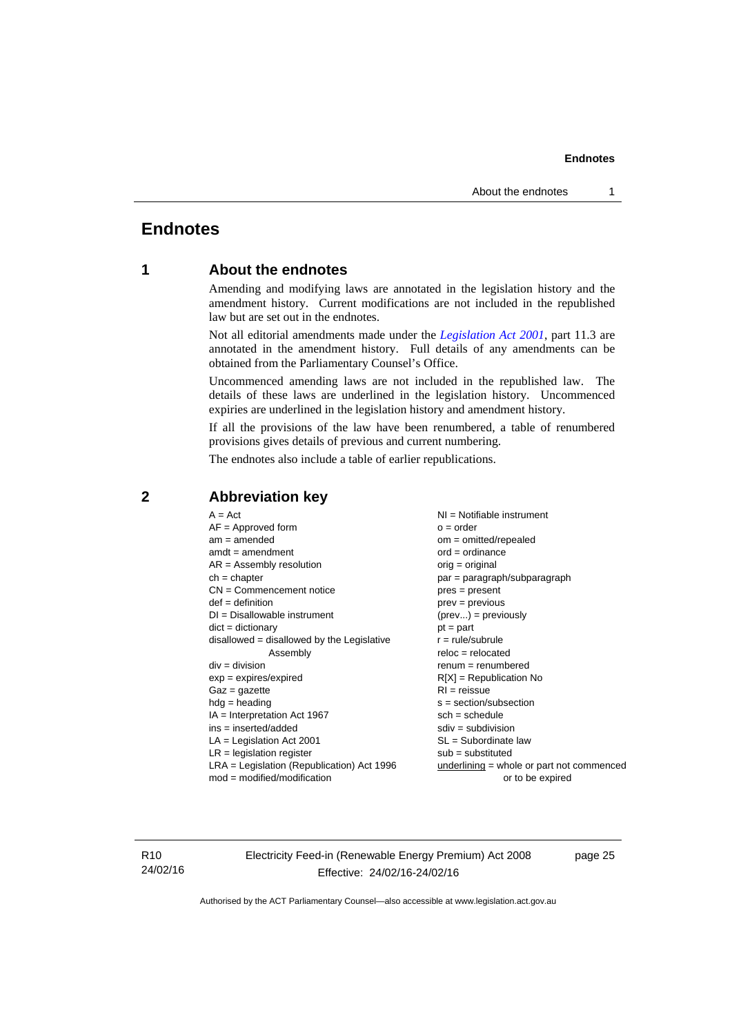# Endnotes

## 1 About the endnotes

Amending and modifying laws are annotated in the legislation history and the amendment history. Current modifications are not included in the republished law but are set out in the endnotes.

Not all editorial amendments made under the *Legislation Act 2001*, part 11.3 are annotated in the amendment history. Full details of any amendments can be obtained from the Parliamentary Counsel's Office.

Uncommenced amending laws are not included in the republished law. The details of these laws are underlined in the legislation history. Uncommenced expiries are underlined in the legislation history and amendment history.

If all the provisions of the law have been renumbered, a table of renumbered provisions gives details of previous and current numbering.

The endnotes also include a table of earlier republications.

## 2 Abbreviation key

A = Act
AF = Approved form
am = amended
amdt = amendment
AR = Assembly resolution
ch = chapter
CN = Commencement notice
def = definition
DI = Disallowable instrument
dict = dictionary
disallowed = disallowed by the Legislative Assembly
div = division
exp = expires/expired
Gaz = gazette
hdg = heading
IA = Interpretation Act 1967
ins = inserted/added
LA = Legislation Act 2001
LR = legislation register
LRA = Legislation (Republication) Act 1996
mod = modified/modification
NI = Notifiable instrument
o = order
om = omitted/repealed
ord = ordinance
orig = original
par = paragraph/subparagraph
pres = present
prev = previous
(prev...) = previously
pt = part
r = rule/subrule
reloc = relocated
renum = renumbered
R[X] = Republication No
RI = reissue
s = section/subsection
sch = schedule
sdiv = subdivision
SL = Subordinate law
sub = substituted
underlining = whole or part not commenced or to be expired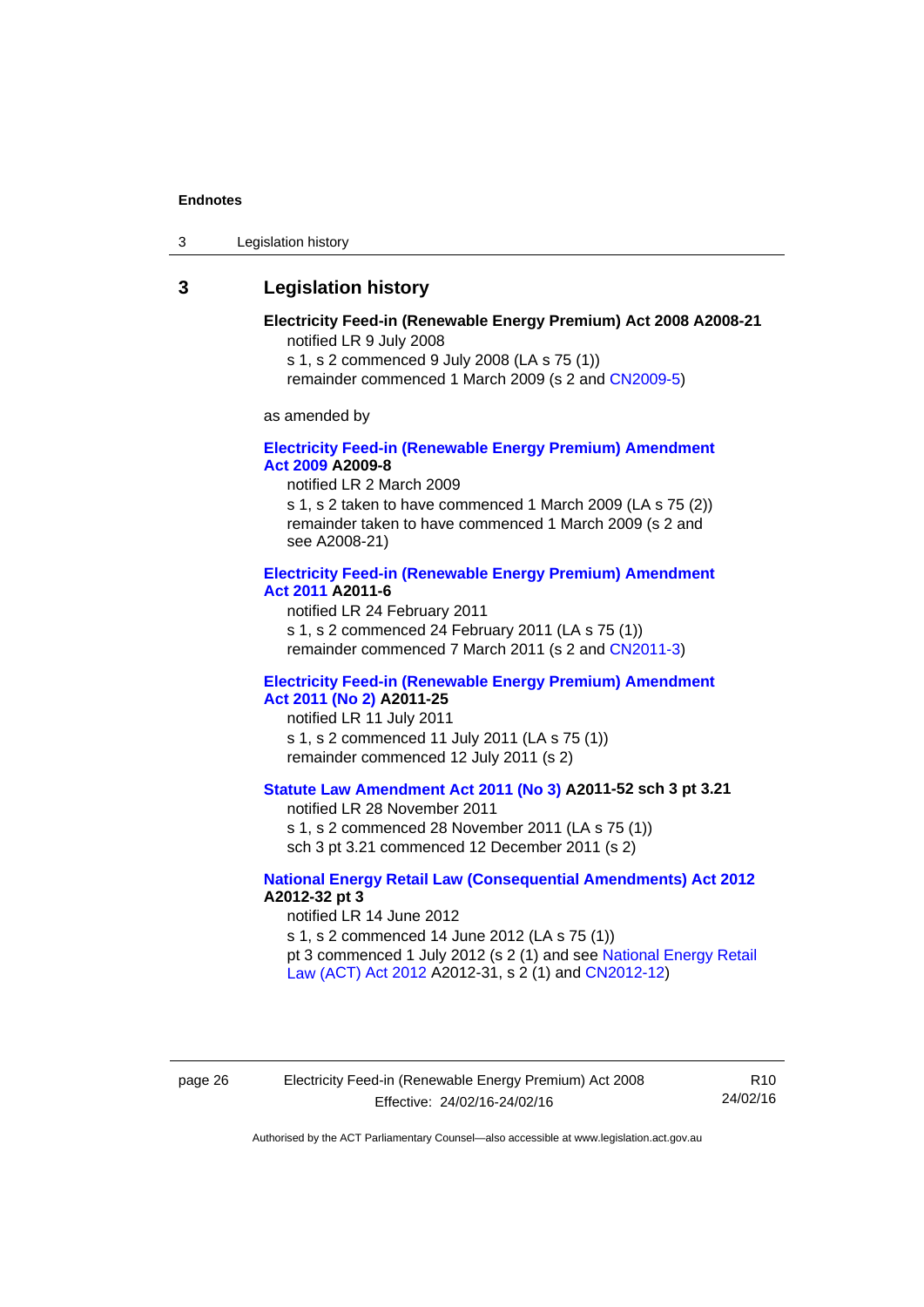## 3 Legislation history

**Electricity Feed-in (Renewable Energy Premium) Act 2008 A2008-21**

notified LR 9 July 2008
s 1, s 2 commenced 9 July 2008 (LA s 75 (1))
remainder commenced 1 March 2009 (s 2 and CN2009-5)

as amended by

**Electricity Feed-in (Renewable Energy Premium) Amendment Act 2009 A2009-8**

notified LR 2 March 2009
s 1, s 2 taken to have commenced 1 March 2009 (LA s 75 (2))
remainder taken to have commenced 1 March 2009 (s 2 and see A2008-21)

**Electricity Feed-in (Renewable Energy Premium) Amendment Act 2011 A2011-6**

notified LR 24 February 2011
s 1, s 2 commenced 24 February 2011 (LA s 75 (1))
remainder commenced 7 March 2011 (s 2 and CN2011-3)

**Electricity Feed-in (Renewable Energy Premium) Amendment Act 2011 (No 2) A2011-25**

notified LR 11 July 2011
s 1, s 2 commenced 11 July 2011 (LA s 75 (1))
remainder commenced 12 July 2011 (s 2)

**Statute Law Amendment Act 2011 (No 3) A2011-52 sch 3 pt 3.21**

notified LR 28 November 2011
s 1, s 2 commenced 28 November 2011 (LA s 75 (1))
sch 3 pt 3.21 commenced 12 December 2011 (s 2)

**National Energy Retail Law (Consequential Amendments) Act 2012 A2012-32 pt 3**

notified LR 14 June 2012
s 1, s 2 commenced 14 June 2012 (LA s 75 (1))
pt 3 commenced 1 July 2012 (s 2 (1) and see National Energy Retail Law (ACT) Act 2012 A2012-31, s 2 (1) and CN2012-12)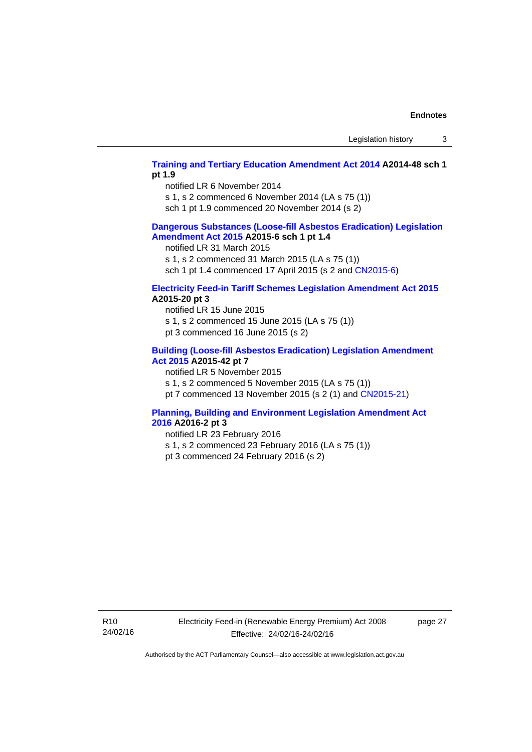**Training and Tertiary Education Amendment Act 2014 A2014-48 sch 1 pt 1.9**

notified LR 6 November 2014

s 1, s 2 commenced 6 November 2014 (LA s 75 (1))

sch 1 pt 1.9 commenced 20 November 2014 (s 2)

**Dangerous Substances (Loose-fill Asbestos Eradication) Legislation Amendment Act 2015 A2015-6 sch 1 pt 1.4**

notified LR 31 March 2015

s 1, s 2 commenced 31 March 2015 (LA s 75 (1))

sch 1 pt 1.4 commenced 17 April 2015 (s 2 and CN2015-6)

**Electricity Feed-in Tariff Schemes Legislation Amendment Act 2015 A2015-20 pt 3**

notified LR 15 June 2015

s 1, s 2 commenced 15 June 2015 (LA s 75 (1))

pt 3 commenced 16 June 2015 (s 2)

**Building (Loose-fill Asbestos Eradication) Legislation Amendment Act 2015 A2015-42 pt 7**

notified LR 5 November 2015

s 1, s 2 commenced 5 November 2015 (LA s 75 (1))

pt 7 commenced 13 November 2015 (s 2 (1) and CN2015-21)

**Planning, Building and Environment Legislation Amendment Act 2016 A2016-2 pt 3**

notified LR 23 February 2016

s 1, s 2 commenced 23 February 2016 (LA s 75 (1))

pt 3 commenced 24 February 2016 (s 2)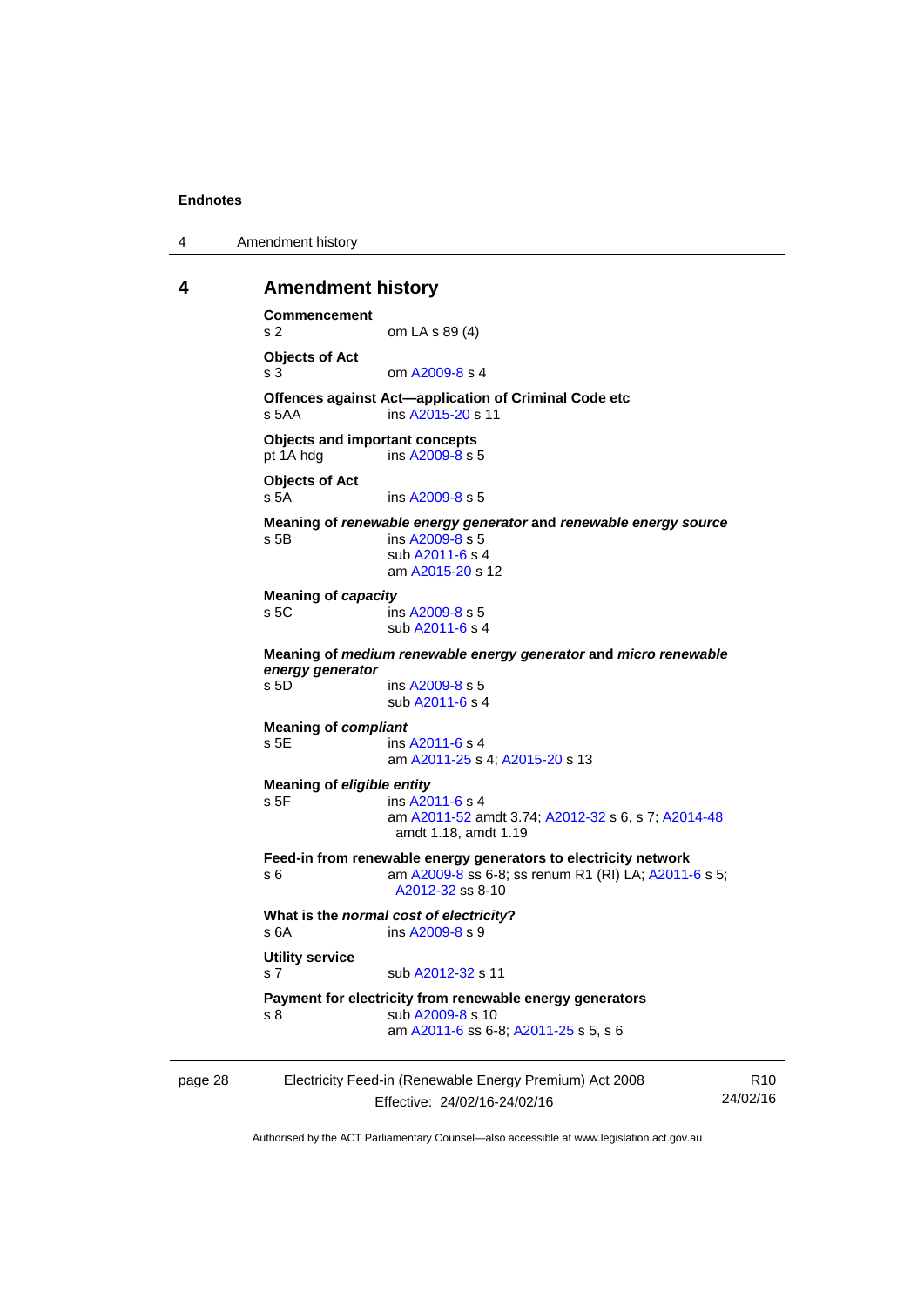## 4 Amendment history

**Commencement**
s 2 om LA s 89 (4)

**Objects of Act**
s 3 om A2009-8 s 4

**Offences against Act—application of Criminal Code etc**
s 5AA ins A2015-20 s 11

**Objects and important concepts**
pt 1A hdg ins A2009-8 s 5

**Objects of Act**
s 5A ins A2009-8 s 5

**Meaning of *renewable energy generator* and *renewable energy source***
s 5B ins A2009-8 s 5
sub A2011-6 s 4
am A2015-20 s 12

**Meaning of *capacity***
s 5C ins A2009-8 s 5
sub A2011-6 s 4

**Meaning of *medium renewable energy generator* and *micro renewable energy generator***
s 5D ins A2009-8 s 5
sub A2011-6 s 4

**Meaning of *compliant***
s 5E ins A2011-6 s 4
am A2011-25 s 4; A2015-20 s 13

**Meaning of *eligible entity***
s 5F ins A2011-6 s 4
am A2011-52 amdt 3.74; A2012-32 s 6, s 7; A2014-48 amdt 1.18, amdt 1.19

**Feed-in from renewable energy generators to electricity network**
s 6 am A2009-8 ss 6-8; ss renum R1 (RI) LA; A2011-6 s 5; A2012-32 ss 8-10

**What is the *normal cost of electricity*?**
s 6A ins A2009-8 s 9

**Utility service**
s 7 sub A2012-32 s 11

**Payment for electricity from renewable energy generators**
s 8 sub A2009-8 s 10
am A2011-6 ss 6-8; A2011-25 s 5, s 6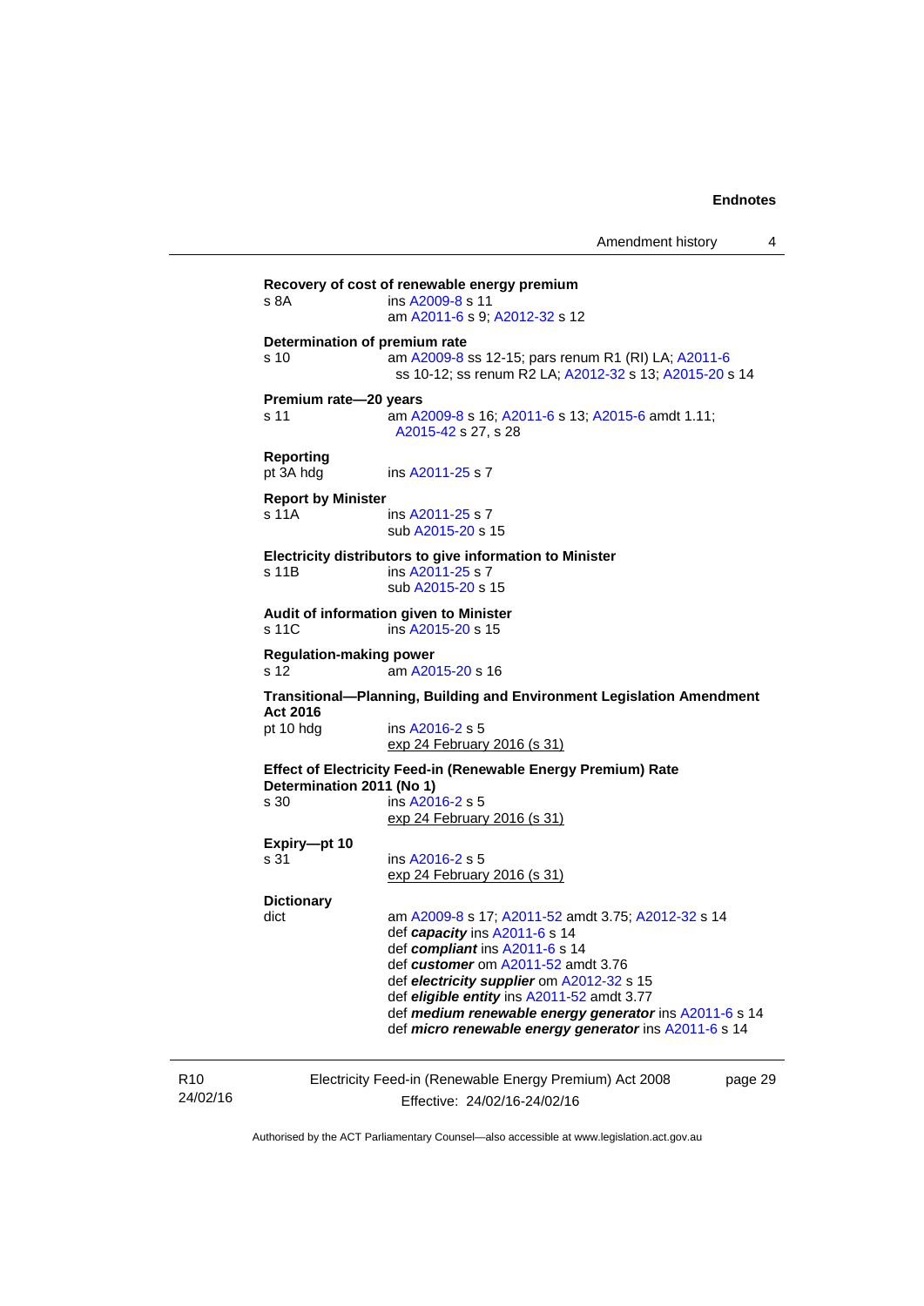**Recovery of cost of renewable energy premium**
s 8A ins A2009-8 s 11
am A2011-6 s 9; A2012-32 s 12

**Determination of premium rate**
s 10 am A2009-8 ss 12-15; pars renum R1 (RI) LA; A2011-6 ss 10-12; ss renum R2 LA; A2012-32 s 13; A2015-20 s 14

**Premium rate—20 years**
s 11 am A2009-8 s 16; A2011-6 s 13; A2015-6 amdt 1.11; A2015-42 s 27, s 28

**Reporting**
pt 3A hdg ins A2011-25 s 7

**Report by Minister**
s 11A ins A2011-25 s 7
sub A2015-20 s 15

**Electricity distributors to give information to Minister**
s 11B ins A2011-25 s 7
sub A2015-20 s 15

**Audit of information given to Minister**
s 11C ins A2015-20 s 15

**Regulation-making power**
s 12 am A2015-20 s 16

**Transitional—Planning, Building and Environment Legislation Amendment Act 2016**
pt 10 hdg ins A2016-2 s 5
exp 24 February 2016 (s 31)

**Effect of Electricity Feed-in (Renewable Energy Premium) Rate Determination 2011 (No 1)**
s 30 ins A2016-2 s 5
exp 24 February 2016 (s 31)

**Expiry—pt 10**
s 31 ins A2016-2 s 5
exp 24 February 2016 (s 31)

**Dictionary**
dict am A2009-8 s 17; A2011-52 amdt 3.75; A2012-32 s 14
def ***capacity*** ins A2011-6 s 14
def ***compliant*** ins A2011-6 s 14
def ***customer*** om A2011-52 amdt 3.76
def ***electricity supplier*** om A2012-32 s 15
def ***eligible entity*** ins A2011-52 amdt 3.77
def ***medium renewable energy generator*** ins A2011-6 s 14
def ***micro renewable energy generator*** ins A2011-6 s 14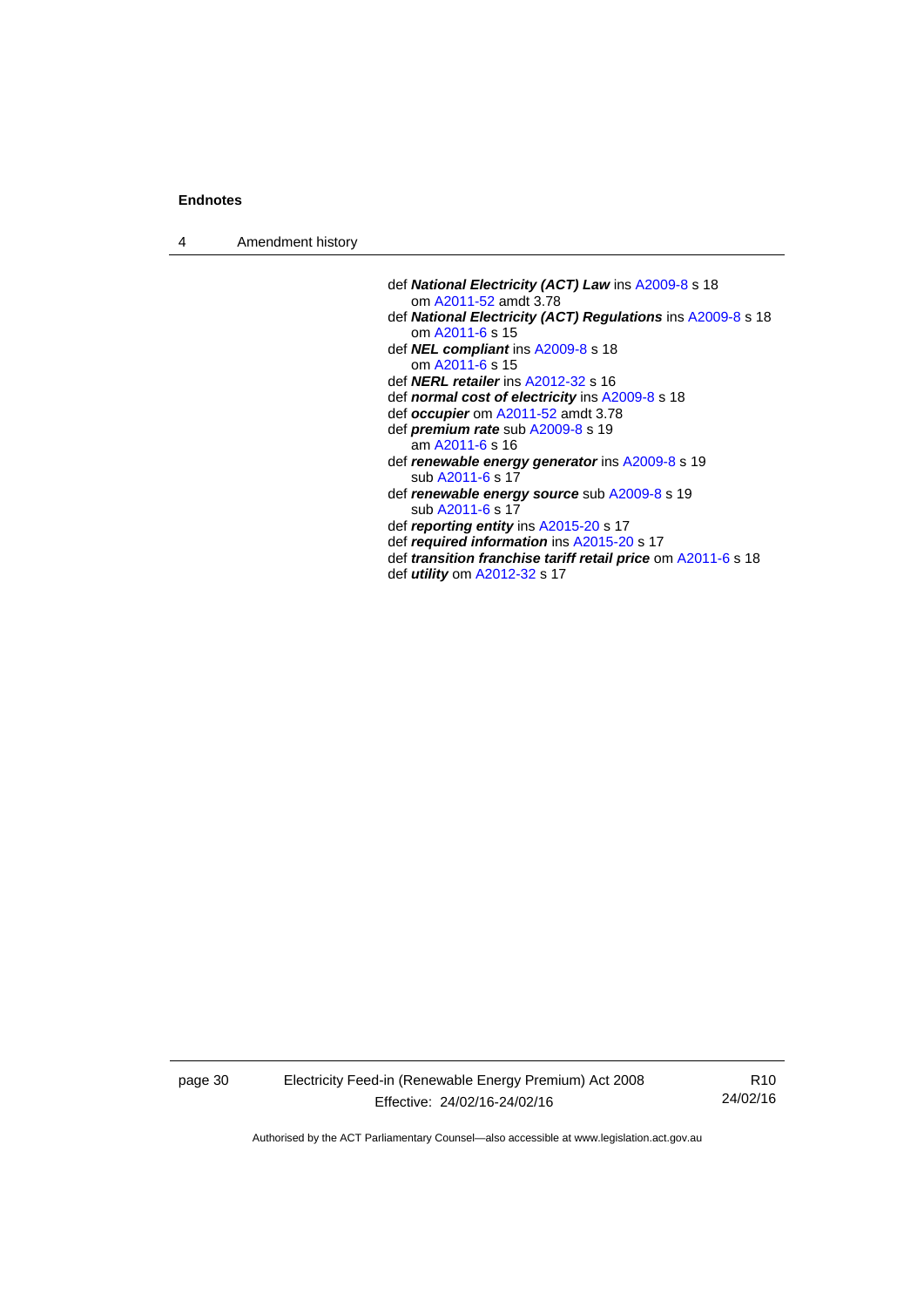def ***National Electricity (ACT) Law*** ins A2009-8 s 18
  om A2011-52 amdt 3.78
def ***National Electricity (ACT) Regulations*** ins A2009-8 s 18
  om A2011-6 s 15
def ***NEL compliant*** ins A2009-8 s 18
  om A2011-6 s 15
def ***NERL retailer*** ins A2012-32 s 16
def ***normal cost of electricity*** ins A2009-8 s 18
def ***occupier*** om A2011-52 amdt 3.78
def ***premium rate*** sub A2009-8 s 19
  am A2011-6 s 16
def ***renewable energy generator*** ins A2009-8 s 19
  sub A2011-6 s 17
def ***renewable energy source*** sub A2009-8 s 19
  sub A2011-6 s 17
def ***reporting entity*** ins A2015-20 s 17
def ***required information*** ins A2015-20 s 17
def ***transition franchise tariff retail price*** om A2011-6 s 18
def ***utility*** om A2012-32 s 17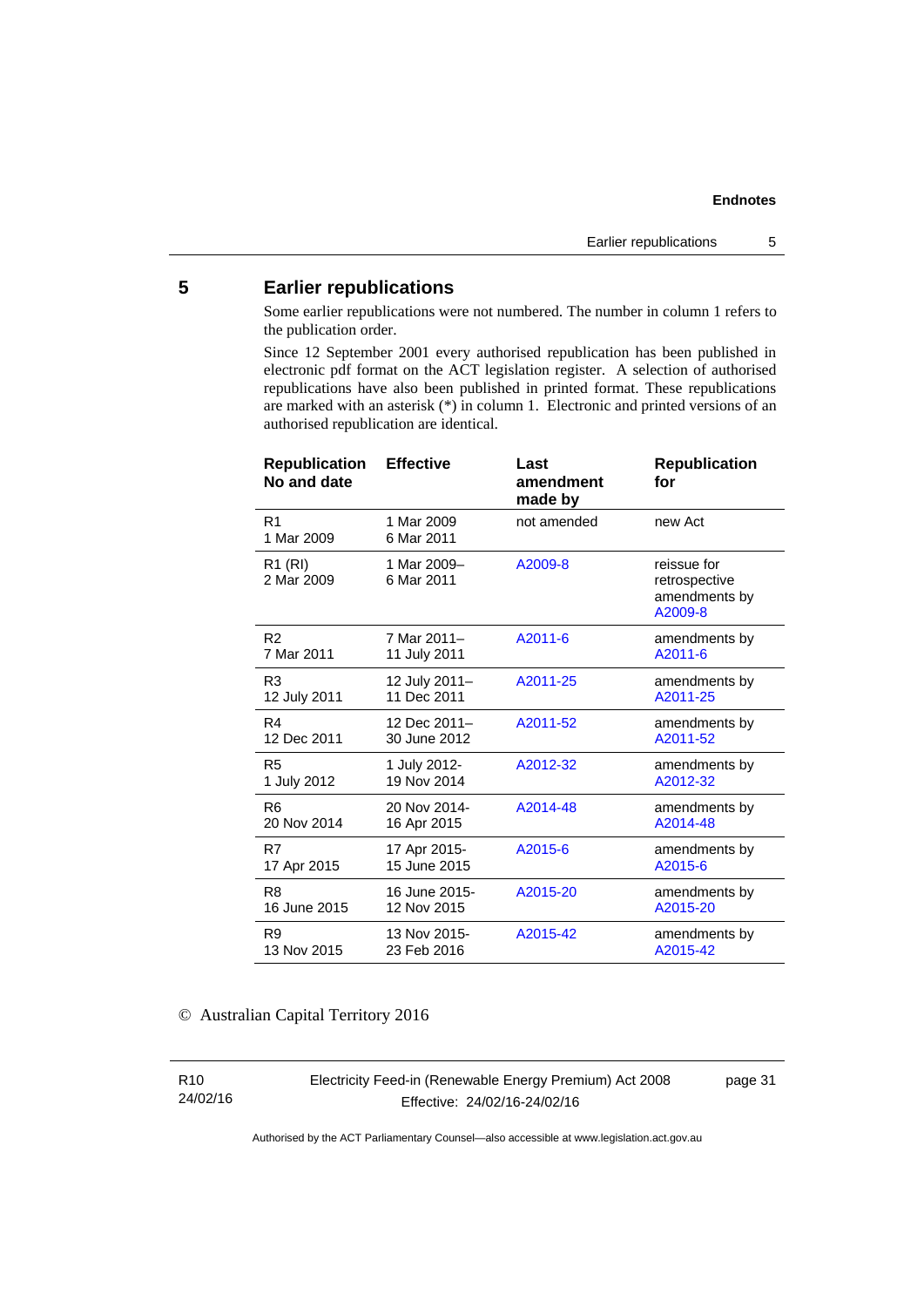## 5 Earlier republications

Some earlier republications were not numbered. The number in column 1 refers to the publication order.

Since 12 September 2001 every authorised republication has been published in electronic pdf format on the ACT legislation register. A selection of authorised republications have also been published in printed format. These republications are marked with an asterisk (*) in column 1. Electronic and printed versions of an authorised republication are identical.

| Republication No and date | Effective | Last amendment made by | Republication for |
|---|---|---|---|
| R1<br>1 Mar 2009 | 1 Mar 2009<br>6 Mar 2011 | not amended | new Act |
| R1 (RI)<br>2 Mar 2009 | 1 Mar 2009–<br>6 Mar 2011 | A2009-8 | reissue for retrospective amendments by A2009-8 |
| R2<br>7 Mar 2011 | 7 Mar 2011–<br>11 July 2011 | A2011-6 | amendments by A2011-6 |
| R3<br>12 July 2011 | 12 July 2011–<br>11 Dec 2011 | A2011-25 | amendments by A2011-25 |
| R4<br>12 Dec 2011 | 12 Dec 2011–<br>30 June 2012 | A2011-52 | amendments by A2011-52 |
| R5<br>1 July 2012 | 1 July 2012-<br>19 Nov 2014 | A2012-32 | amendments by A2012-32 |
| R6<br>20 Nov 2014 | 20 Nov 2014-<br>16 Apr 2015 | A2014-48 | amendments by A2014-48 |
| R7<br>17 Apr 2015 | 17 Apr 2015-<br>15 June 2015 | A2015-6 | amendments by A2015-6 |
| R8<br>16 June 2015 | 16 June 2015-<br>12 Nov 2015 | A2015-20 | amendments by A2015-20 |
| R9<br>13 Nov 2015 | 13 Nov 2015-<br>23 Feb 2016 | A2015-42 | amendments by A2015-42 |

© Australian Capital Territory 2016